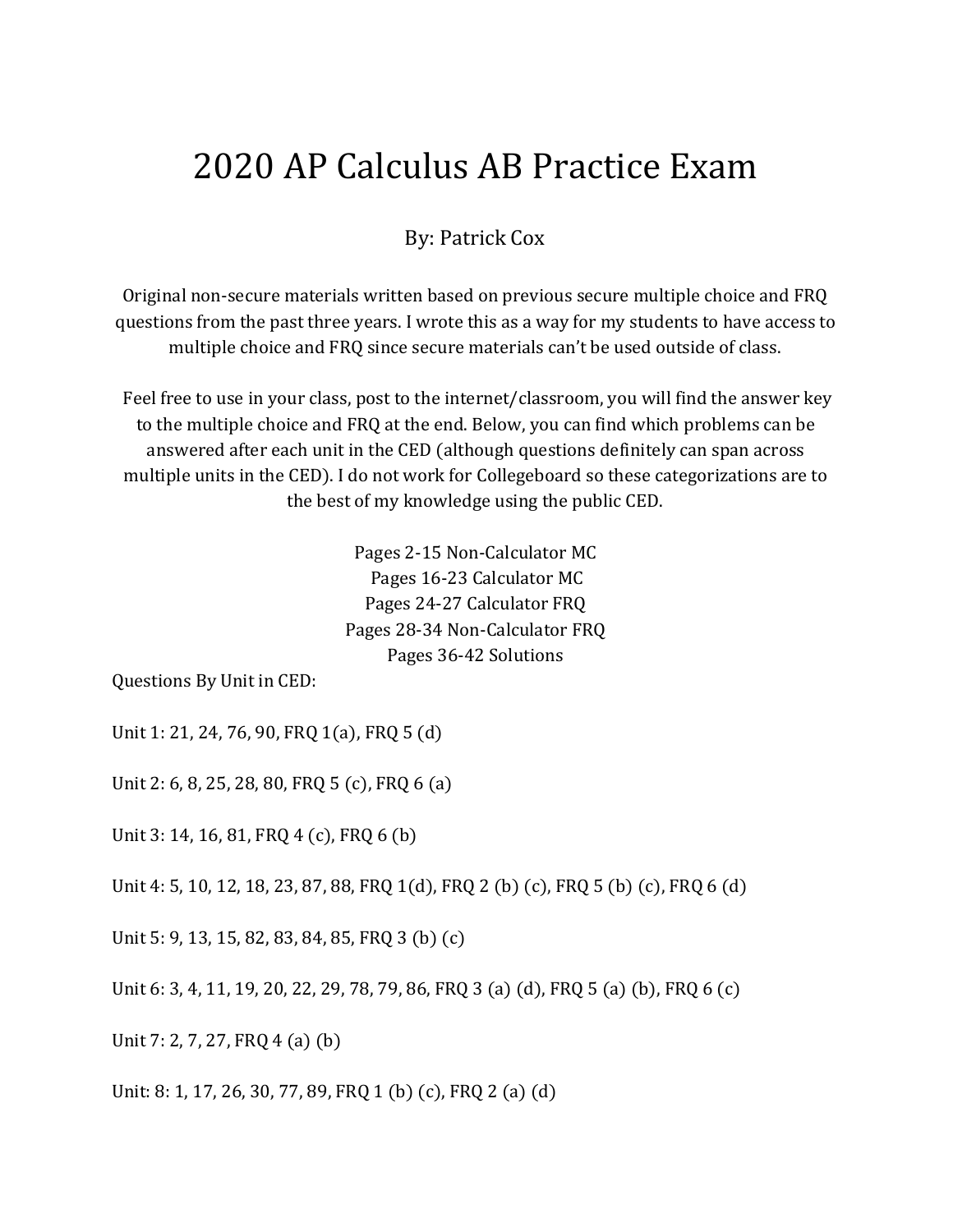# 2020 AP Calculus AB Practice Exam

By: Patrick Cox

Original non-secure materials written based on previous secure multiple choice and FRQ questions from the past three years. I wrote this as a way for my students to have access to multiple choice and FRQ since secure materials can't be used outside of class.

Feel free to use in your class, post to the internet/classroom, you will find the answer key to the multiple choice and FRQ at the end. Below, you can find which problems can be answered after each unit in the CED (although questions definitely can span across multiple units in the CED). I do not work for Collegeboard so these categorizations are to the best of my knowledge using the public CED.

Pages 2-15 Non-Calculator MC
Pages 16-23 Calculator MC
Pages 24-27 Calculator FRQ
Pages 28-34 Non-Calculator FRQ
Pages 36-42 Solutions

Questions By Unit in CED:

Unit 1: 21, 24, 76, 90, FRQ 1(a), FRQ 5 (d)

Unit 2: 6, 8, 25, 28, 80, FRQ 5 (c), FRQ 6 (a)

Unit 3: 14, 16, 81, FRQ 4 (c), FRQ 6 (b)

Unit 4: 5, 10, 12, 18, 23, 87, 88, FRQ 1(d), FRQ 2 (b) (c), FRQ 5 (b) (c), FRQ 6 (d)

Unit 5: 9, 13, 15, 82, 83, 84, 85, FRQ 3 (b) (c)

Unit 6: 3, 4, 11, 19, 20, 22, 29, 78, 79, 86, FRQ 3 (a) (d), FRQ 5 (a) (b), FRQ 6 (c)

Unit 7: 2, 7, 27, FRQ 4 (a) (b)

Unit: 8: 1, 17, 26, 30, 77, 89, FRQ 1 (b) (c), FRQ 2 (a) (d)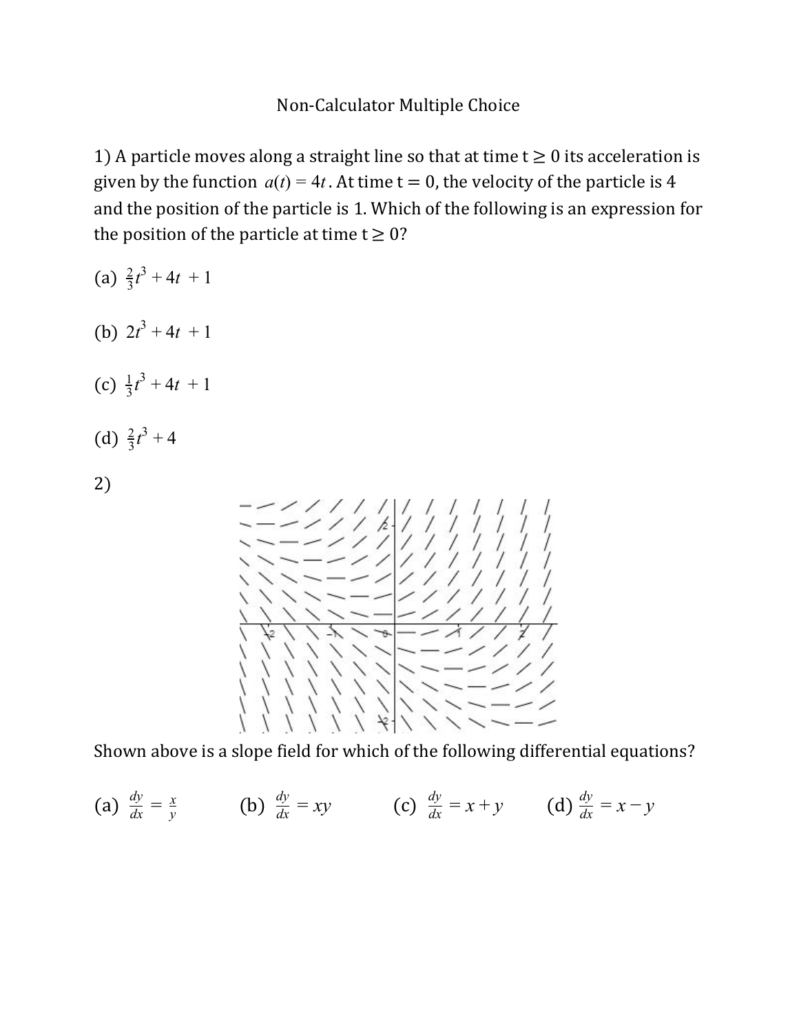Non-Calculator Multiple Choice

1) A particle moves along a straight line so that at time $t \geq 0$ its acceleration is given by the function $a(t) = 4t$. At time $t = 0$, the velocity of the particle is 4 and the position of the particle is 1. Which of the following is an expression for the position of the particle at time $t \geq 0$?

(a) $\frac{2}{3}t^3 + 4t + 1$

(b) $2t^3 + 4t + 1$

(c) $\frac{1}{3}t^3 + 4t + 1$

(d) $\frac{2}{3}t^3 + 4$

2)

Shown above is a slope field for which of the following differential equations?

(a) $\frac{dy}{dx} = \frac{x}{y}$ (b) $\frac{dy}{dx} = xy$ (c) $\frac{dy}{dx} = x + y$ (d) $\frac{dy}{dx} = x - y$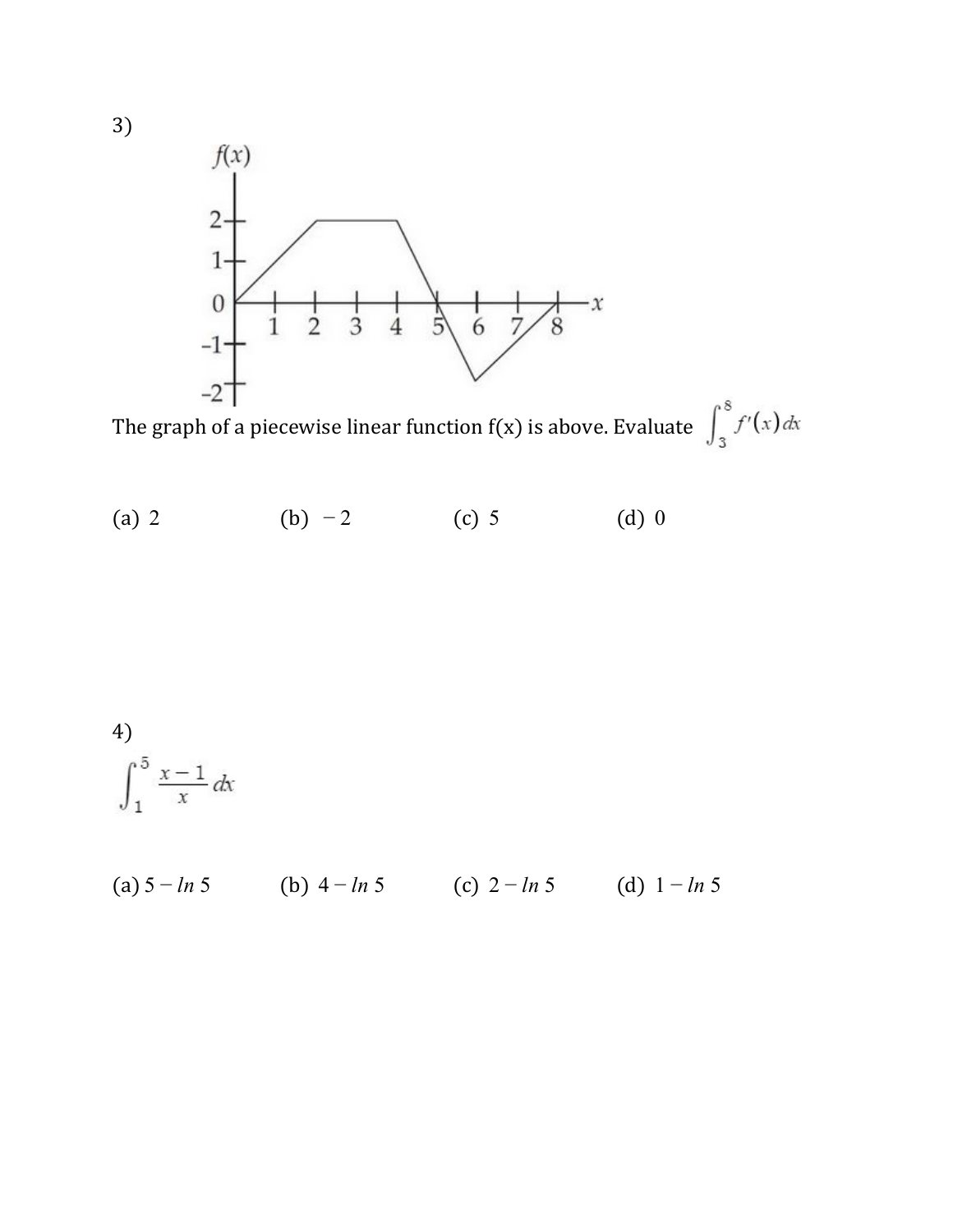3)

The graph of a piecewise linear function f(x) is above. Evaluate $\int_3^8 f'(x)\,dx$

(a) 2 (b) $-2$ (c) 5 (d) 0

4)

$$\int_1^5 \frac{x-1}{x}\,dx$$

(a) $5 - \ln 5$ (b) $4 - \ln 5$ (c) $2 - \ln 5$ (d) $1 - \ln 5$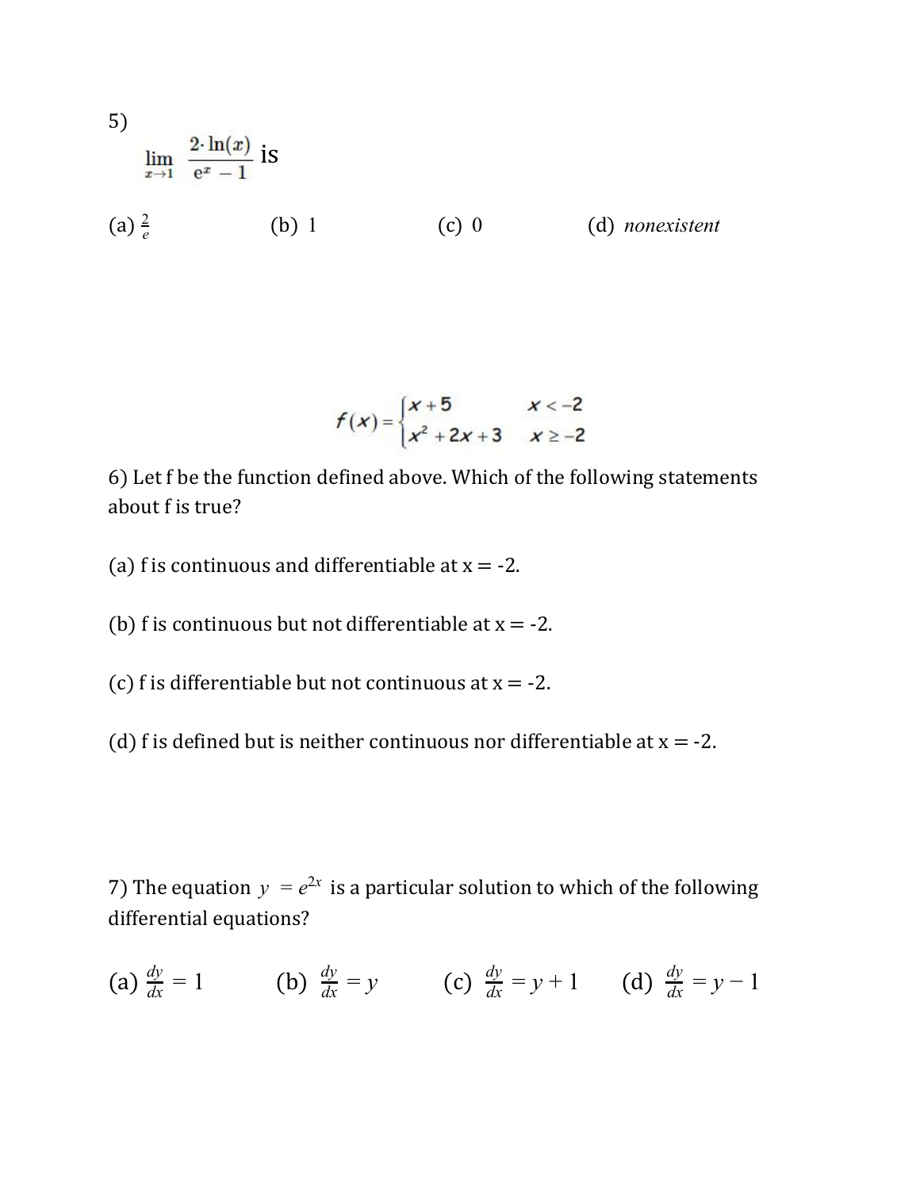5)

$$\lim_{x \to 1} \frac{2 \cdot \ln(x)}{e^x - 1} \text{ is}$$

(a) $\frac{2}{e}$ (b) 1 (c) 0 (d) *nonexistent*

$$f(x) = \begin{cases} x + 5 & x < -2 \\ x^2 + 2x + 3 & x \geq -2 \end{cases}$$

6) Let f be the function defined above. Which of the following statements about f is true?

(a) f is continuous and differentiable at x = -2.

(b) f is continuous but not differentiable at x = -2.

(c) f is differentiable but not continuous at x = -2.

(d) f is defined but is neither continuous nor differentiable at x = -2.

7) The equation $y = e^{2x}$ is a particular solution to which of the following differential equations?

(a) $\frac{dy}{dx} = 1$ (b) $\frac{dy}{dx} = y$ (c) $\frac{dy}{dx} = y + 1$ (d) $\frac{dy}{dx} = y - 1$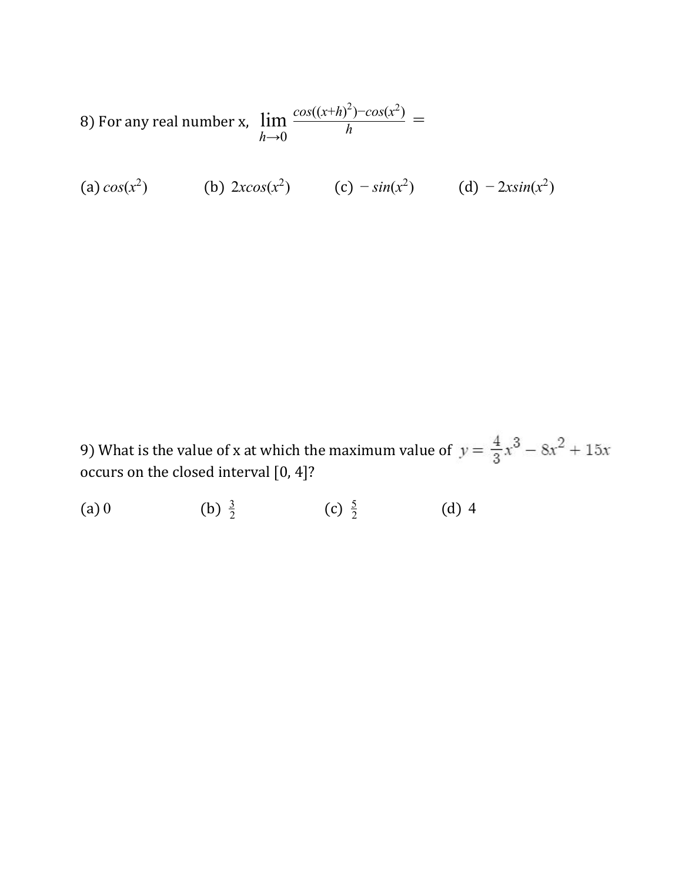8) For any real number x, $\lim_{h \to 0} \frac{cos((x+h)^2) - cos(x^2)}{h} =$

(a) $cos(x^2)$ (b) $2xcos(x^2)$ (c) $-sin(x^2)$ (d) $-2xsin(x^2)$

9) What is the value of x at which the maximum value of $y = \frac{4}{3}x^3 - 8x^2 + 15x$ occurs on the closed interval [0, 4]?

(a) 0 (b) $\frac{3}{2}$ (c) $\frac{5}{2}$ (d) 4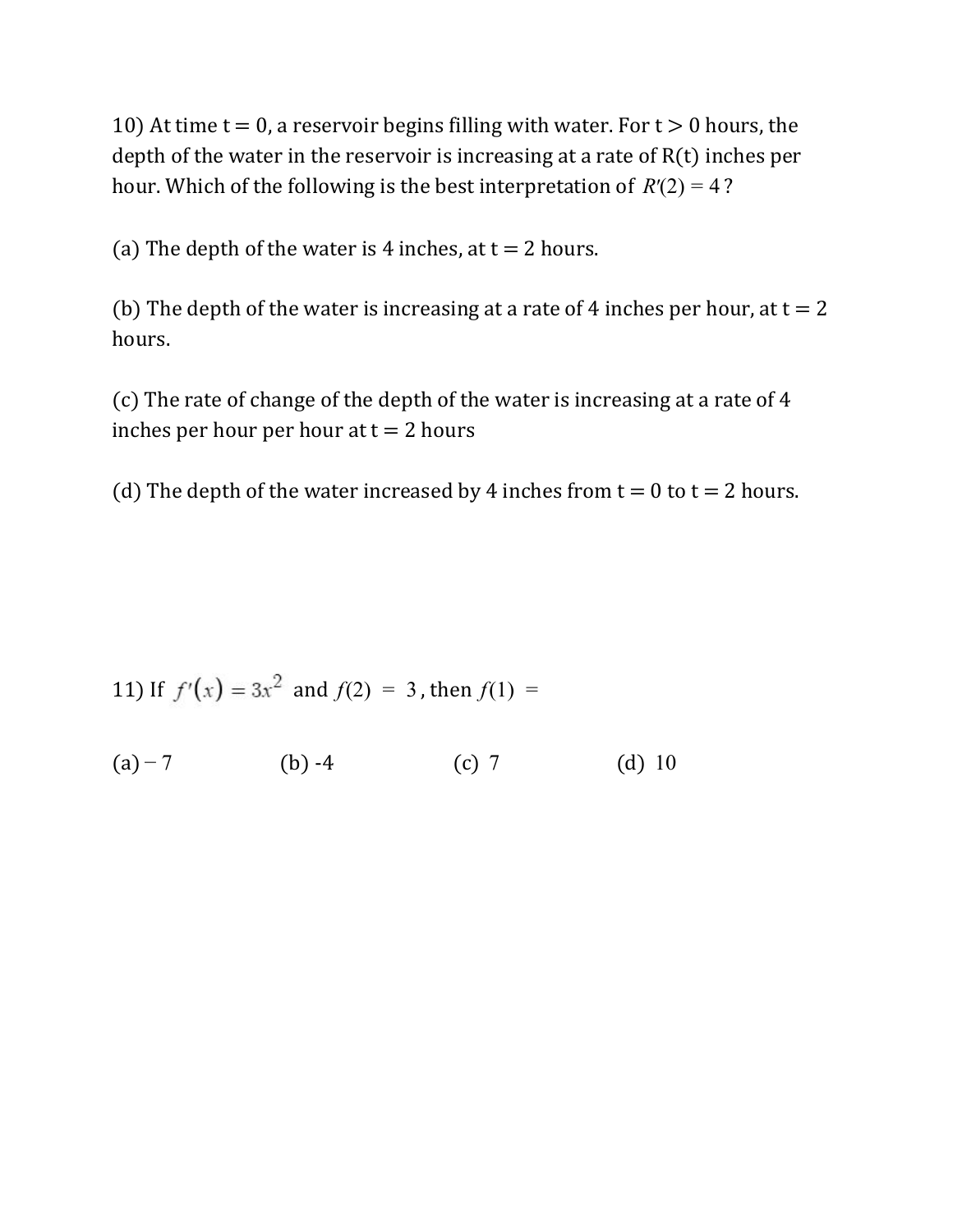10) At time $t = 0$, a reservoir begins filling with water. For $t > 0$ hours, the depth of the water in the reservoir is increasing at a rate of $R(t)$ inches per hour. Which of the following is the best interpretation of $R'(2) = 4$?

(a) The depth of the water is 4 inches, at $t = 2$ hours.

(b) The depth of the water is increasing at a rate of 4 inches per hour, at $t = 2$ hours.

(c) The rate of change of the depth of the water is increasing at a rate of 4 inches per hour per hour at $t = 2$ hours

(d) The depth of the water increased by 4 inches from $t = 0$ to $t = 2$ hours.

11) If $f'(x) = 3x^2$ and $f(2) = 3$, then $f(1) =$

(a) $-7$ (b) -4 (c) 7 (d) 10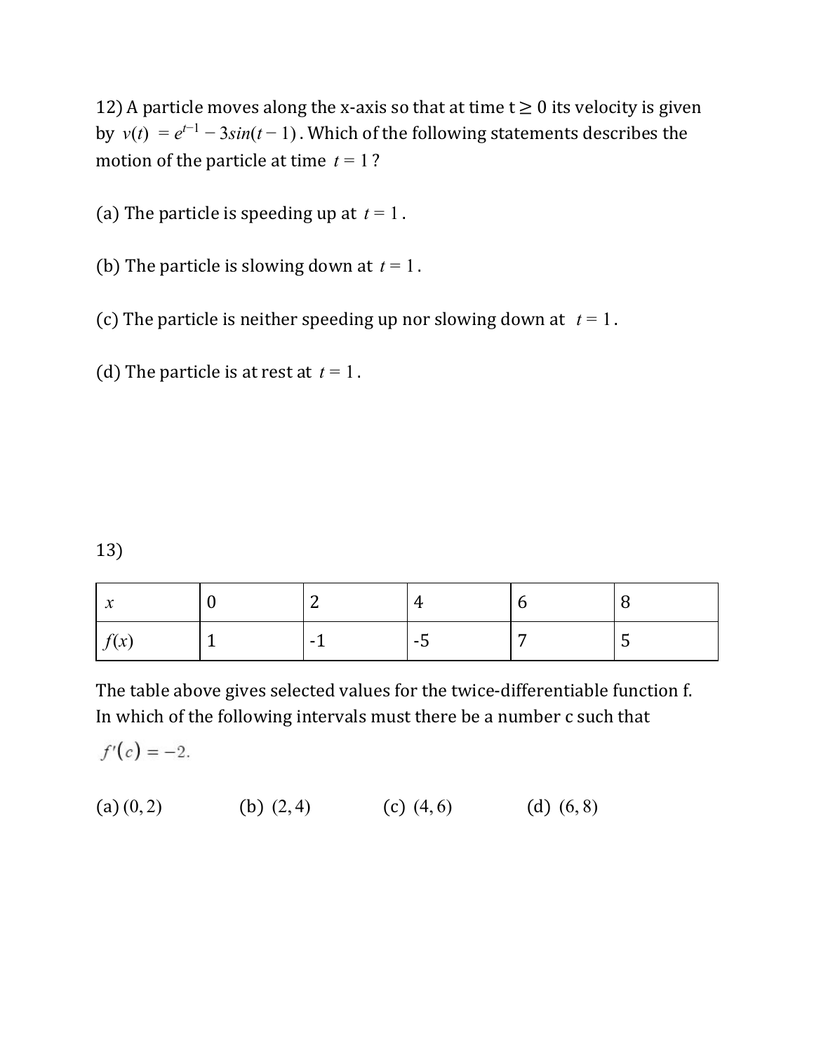12) A particle moves along the x-axis so that at time $t \geq 0$ its velocity is given by $v(t) = e^{t-1} - 3sin(t-1)$. Which of the following statements describes the motion of the particle at time $t = 1$?

(a) The particle is speeding up at $t = 1$.

(b) The particle is slowing down at $t = 1$.

(c) The particle is neither speeding up nor slowing down at $t = 1$.

(d) The particle is at rest at $t = 1$.

13)

| $x$ | 0 | 2 | 4 | 6 | 8 |
|---|---|---|---|---|---|
| $f(x)$ | 1 | -1 | -5 | 7 | 5 |

The table above gives selected values for the twice-differentiable function f. In which of the following intervals must there be a number c such that

$f'(c) = -2.$

(a) $(0, 2)$ (b) $(2, 4)$ (c) $(4, 6)$ (d) $(6, 8)$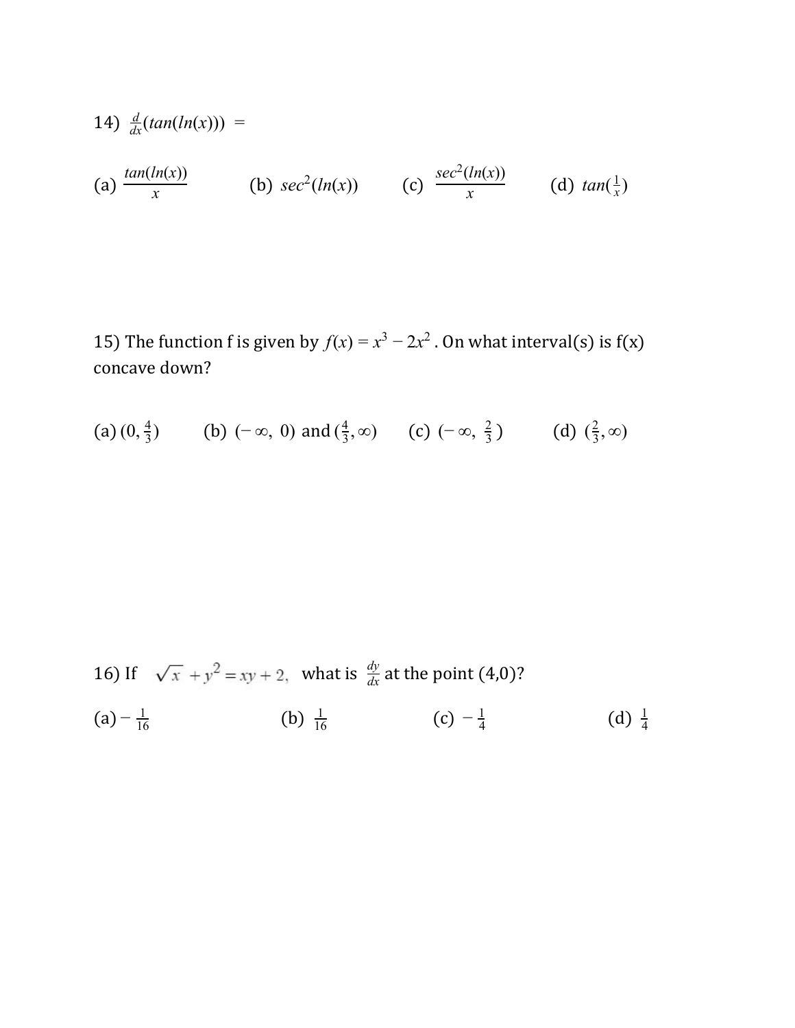14) $\frac{d}{dx}(tan(ln(x)))$ =

(a) $\frac{tan(ln(x))}{x}$  (b) $sec^2(ln(x))$  (c) $\frac{sec^2(ln(x))}{x}$  (d) $tan(\frac{1}{x})$

15) The function f is given by $f(x) = x^3 - 2x^2$ . On what interval(s) is f(x) concave down?

(a) $(0, \frac{4}{3})$  (b) $(-\infty, 0)$ and $(\frac{4}{3}, \infty)$  (c) $(-\infty, \frac{2}{3})$  (d) $(\frac{2}{3}, \infty)$

16) If $\sqrt{x} + y^2 = xy + 2$, what is $\frac{dy}{dx}$ at the point (4,0)?

(a) $-\frac{1}{16}$  (b) $\frac{1}{16}$  (c) $-\frac{1}{4}$  (d) $\frac{1}{4}$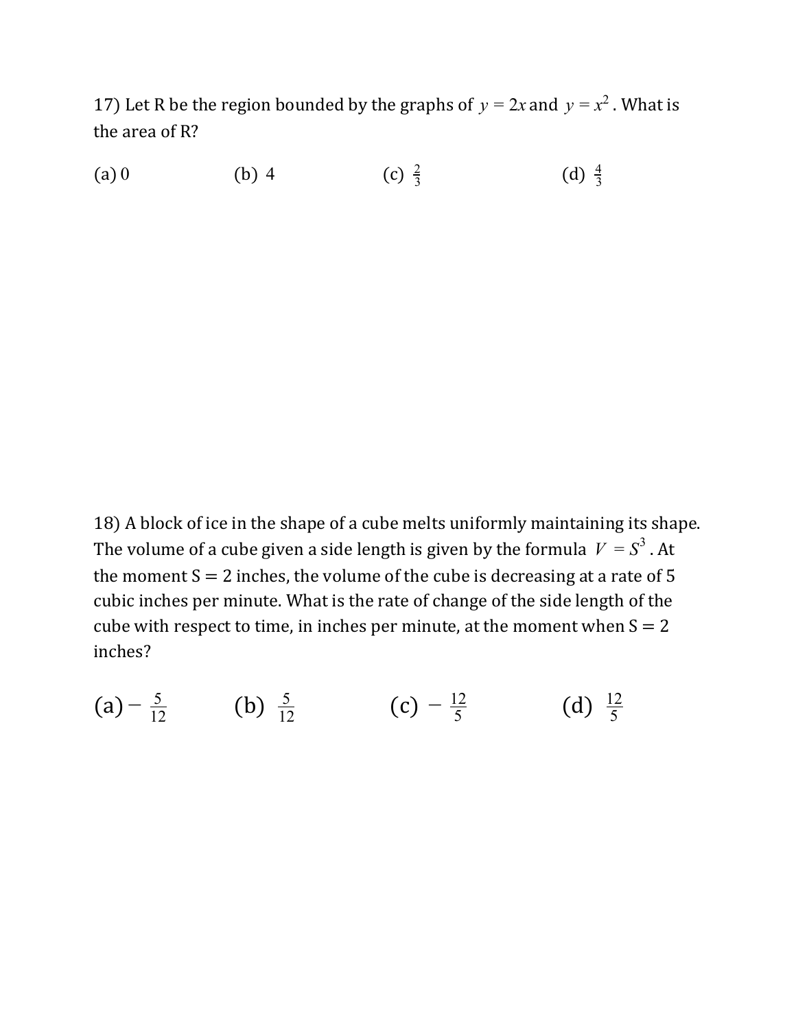17) Let R be the region bounded by the graphs of $y = 2x$ and $y = x^2$. What is the area of R?

(a) 0 (b) 4 (c) $\frac{2}{3}$ (d) $\frac{4}{3}$

18) A block of ice in the shape of a cube melts uniformly maintaining its shape. The volume of a cube given a side length is given by the formula $V = S^3$. At the moment S = 2 inches, the volume of the cube is decreasing at a rate of 5 cubic inches per minute. What is the rate of change of the side length of the cube with respect to time, in inches per minute, at the moment when S = 2 inches?

(a) $-\frac{5}{12}$ (b) $\frac{5}{12}$ (c) $-\frac{12}{5}$ (d) $\frac{12}{5}$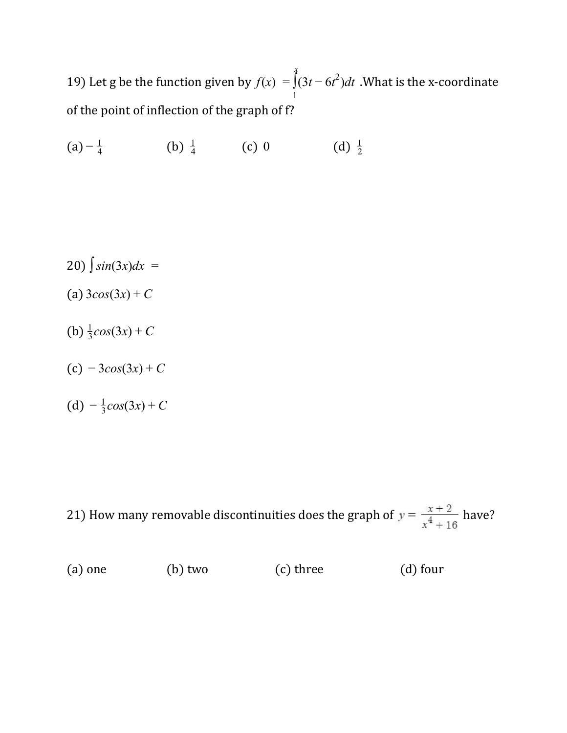19) Let g be the function given by $f(x) = \int_1^x (3t - 6t^2)dt$ .What is the x-coordinate of the point of inflection of the graph of f?

(a) $-\frac{1}{4}$ (b) $\frac{1}{4}$ (c) 0 (d) $\frac{1}{2}$

20) $\int sin(3x)dx$ =

(a) $3cos(3x) + C$

(b) $\frac{1}{3}cos(3x) + C$

(c) $-3cos(3x) + C$

(d) $-\frac{1}{3}cos(3x) + C$

21) How many removable discontinuities does the graph of $y = \frac{x+2}{x^4+16}$ have?

(a) one (b) two (c) three (d) four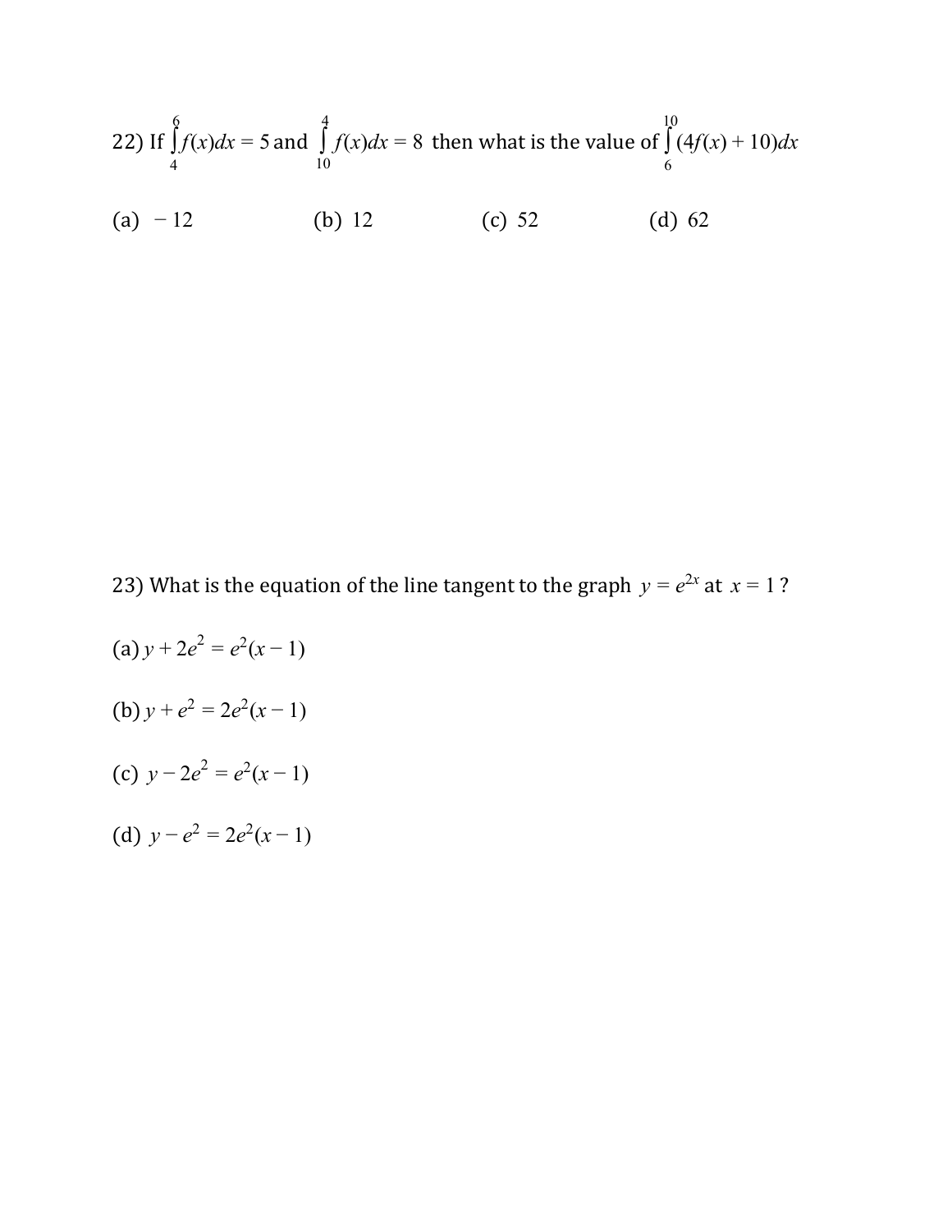22) If $\int_{4}^{6} f(x)dx = 5$ and $\int_{10}^{4} f(x)dx = 8$ then what is the value of $\int_{6}^{10} (4f(x) + 10)dx$

(a) $-12$ (b) $12$ (c) $52$ (d) $62$

23) What is the equation of the line tangent to the graph $y = e^{2x}$ at $x = 1$ ?

(a) $y + 2e^2 = e^2(x - 1)$

(b) $y + e^2 = 2e^2(x - 1)$

(c) $y - 2e^2 = e^2(x - 1)$

(d) $y - e^2 = 2e^2(x - 1)$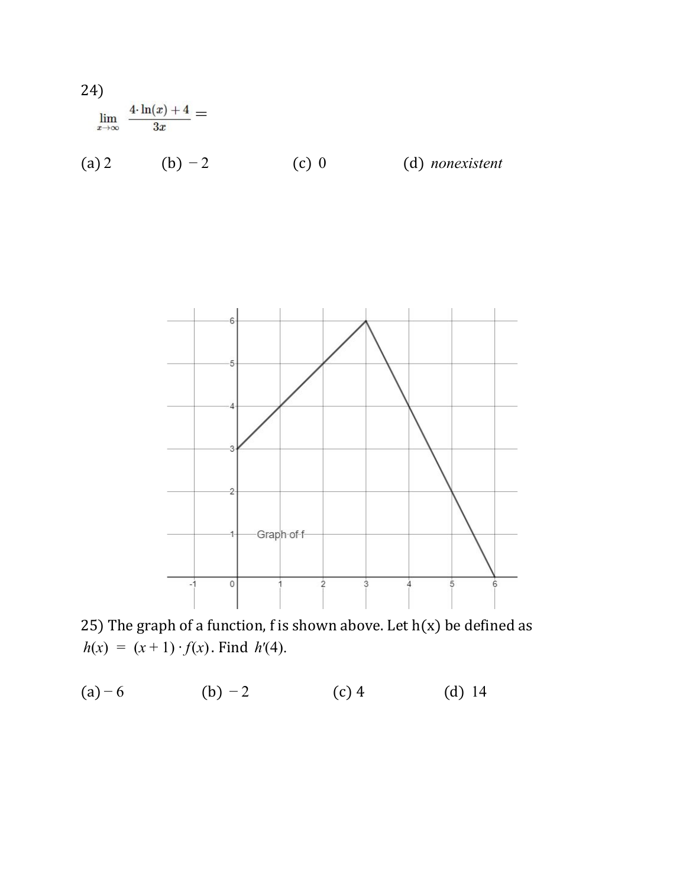24)

$$\lim_{x \to \infty} \frac{4 \cdot \ln(x) + 4}{3x} =$$

(a) 2 (b) $-2$ (c) 0 (d) *nonexistent*

Graph of f

25) The graph of a function, f is shown above. Let h(x) be defined as $h(x) = (x+1) \cdot f(x)$. Find $h'(4)$.

(a) $-6$ (b) $-2$ (c) 4 (d) 14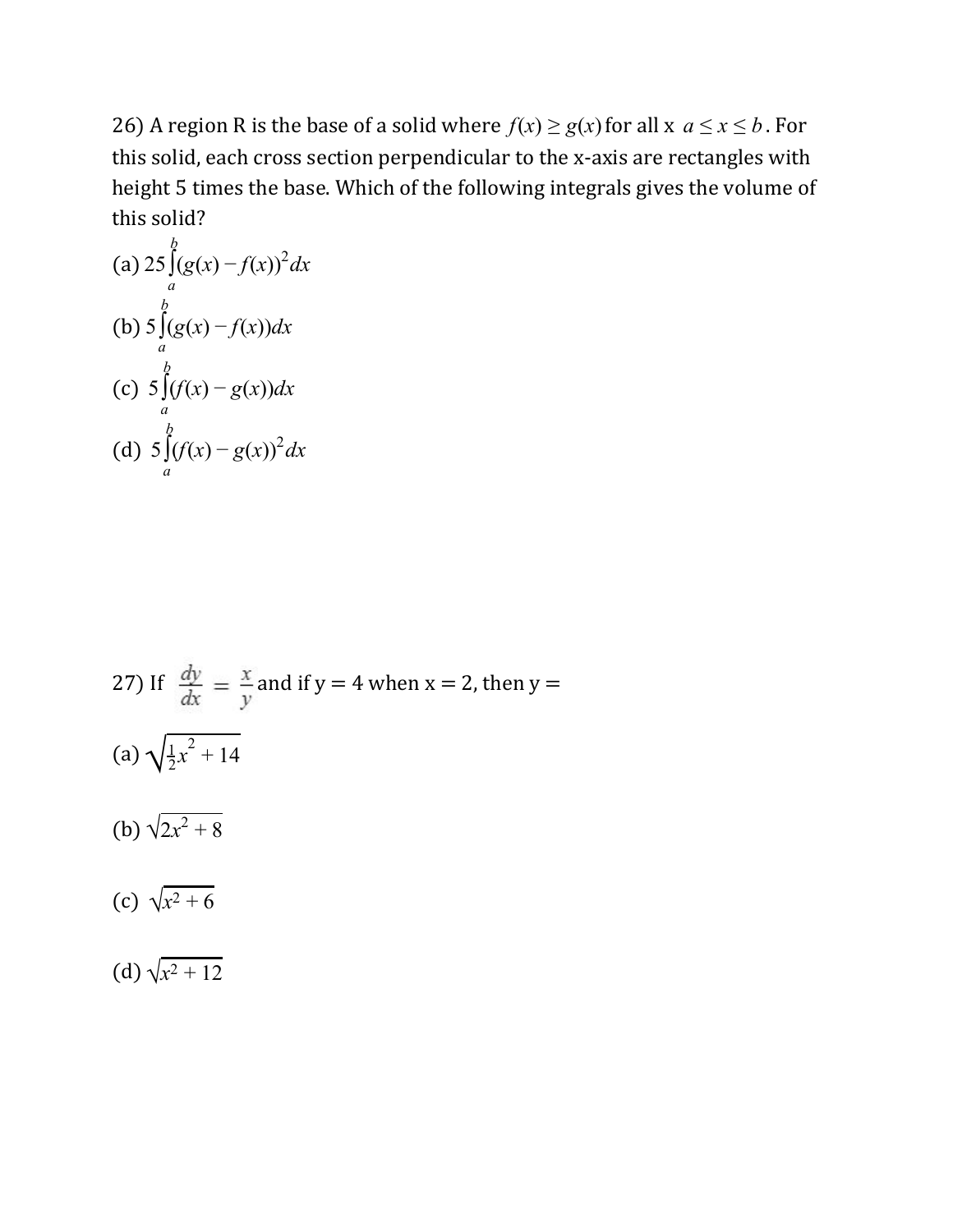26) A region R is the base of a solid where $f(x) \geq g(x)$ for all x $a \leq x \leq b$. For this solid, each cross section perpendicular to the x-axis are rectangles with height 5 times the base. Which of the following integrals gives the volume of this solid?

(a) $25\int_a^b (g(x) - f(x))^2 dx$

(b) $5\int_a^b (g(x) - f(x))dx$

(c) $5\int_a^b (f(x) - g(x))dx$

(d) $5\int_a^b (f(x) - g(x))^2 dx$

27) If $\frac{dy}{dx} = \frac{x}{y}$ and if y = 4 when x = 2, then y =

(a) $\sqrt{\frac{1}{2}x^2 + 14}$

(b) $\sqrt{2x^2 + 8}$

(c) $\sqrt{x^2 + 6}$

(d) $\sqrt{x^2 + 12}$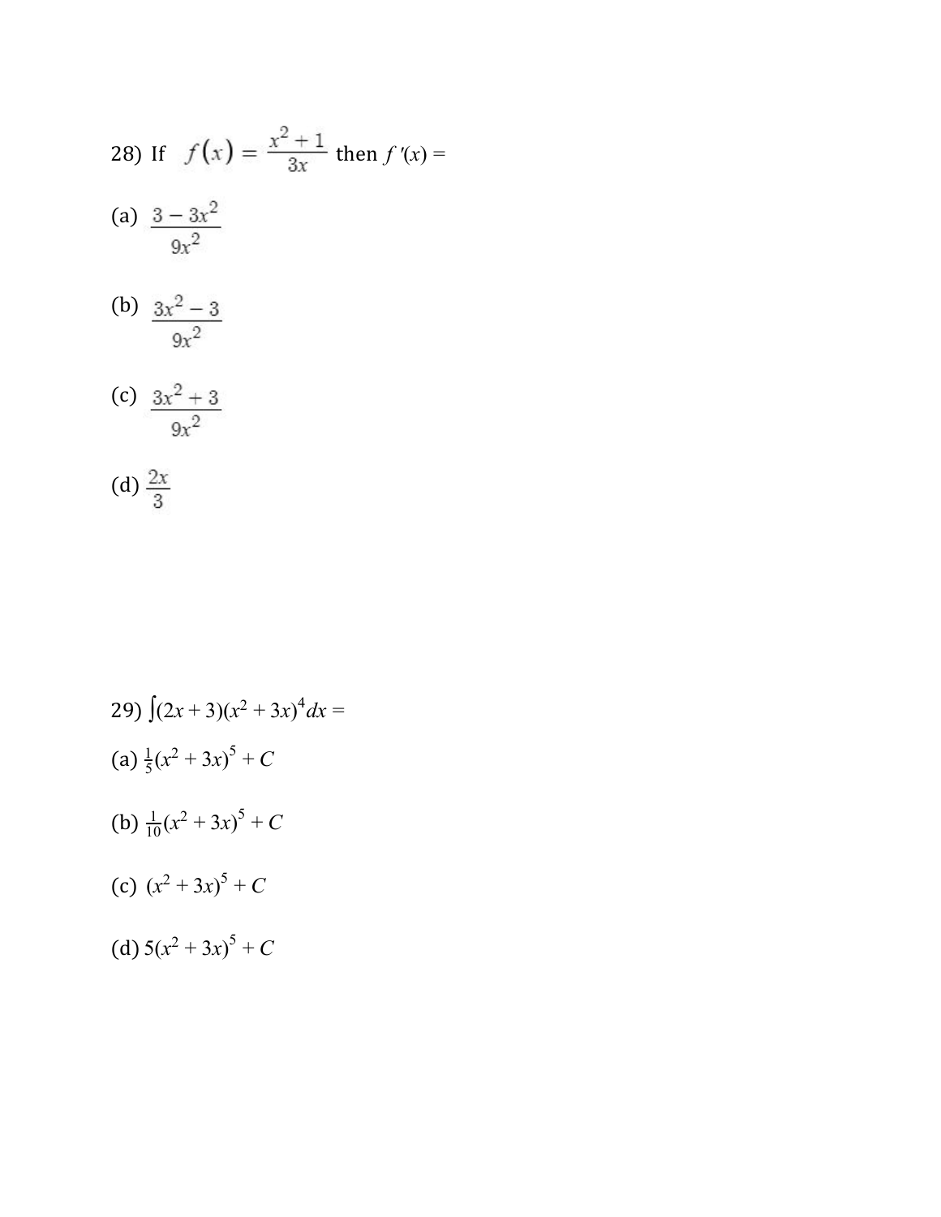28) If $f(x) = \frac{x^2+1}{3x}$ then $f'(x) =$

(a) $\frac{3-3x^2}{9x^2}$

(b) $\frac{3x^2-3}{9x^2}$

(c) $\frac{3x^2+3}{9x^2}$

(d) $\frac{2x}{3}$

29) $\int (2x+3)(x^2+3x)^4 dx =$

(a) $\frac{1}{5}(x^2+3x)^5 + C$

(b) $\frac{1}{10}(x^2+3x)^5 + C$

(c) $(x^2+3x)^5 + C$

(d) $5(x^2+3x)^5 + C$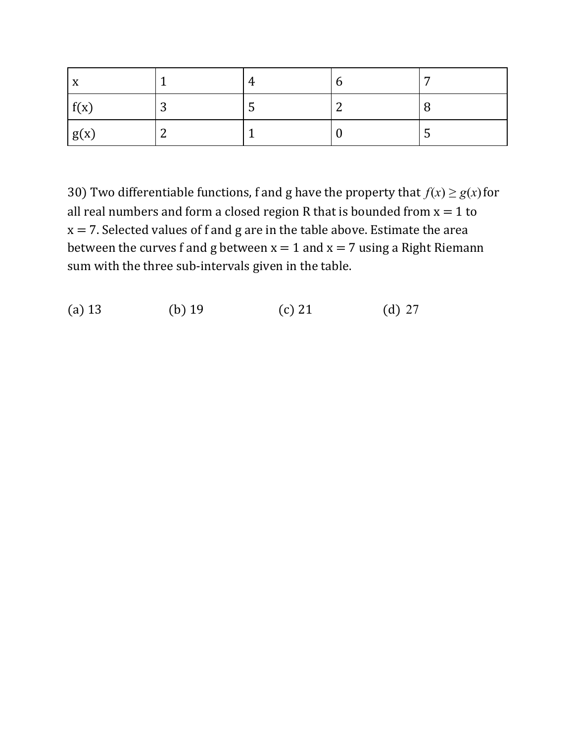| x | 1 | 4 | 6 | 7 |
| --- | --- | --- | --- | --- |
| f(x) | 3 | 5 | 2 | 8 |
| g(x) | 2 | 1 | 0 | 5 |

30) Two differentiable functions, f and g have the property that $f(x) \geq g(x)$ for all real numbers and form a closed region R that is bounded from x = 1 to x = 7. Selected values of f and g are in the table above. Estimate the area between the curves f and g between x = 1 and x = 7 using a Right Riemann sum with the three sub-intervals given in the table.

(a) 13 (b) 19 (c) 21 (d) 27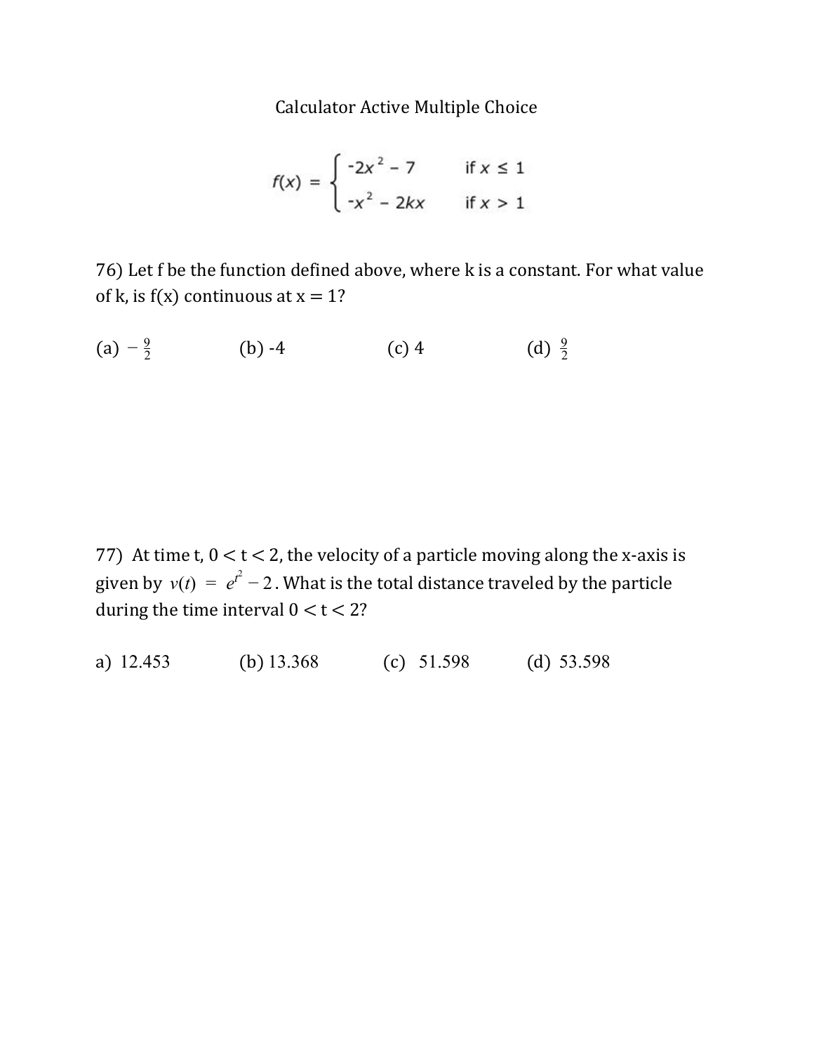Calculator Active Multiple Choice

$$f(x) = \begin{cases} -2x^2 - 7 & \text{if } x \leq 1 \\ -x^2 - 2kx & \text{if } x > 1 \end{cases}$$

76) Let f be the function defined above, where k is a constant. For what value of k, is f(x) continuous at x = 1?

(a) $-\frac{9}{2}$ (b) -4 (c) 4 (d) $\frac{9}{2}$

77) At time t, $0 < t < 2$, the velocity of a particle moving along the x-axis is given by $v(t) = e^{t^2} - 2$. What is the total distance traveled by the particle during the time interval $0 < t < 2$?

a) 12.453 (b) 13.368 (c) 51.598 (d) 53.598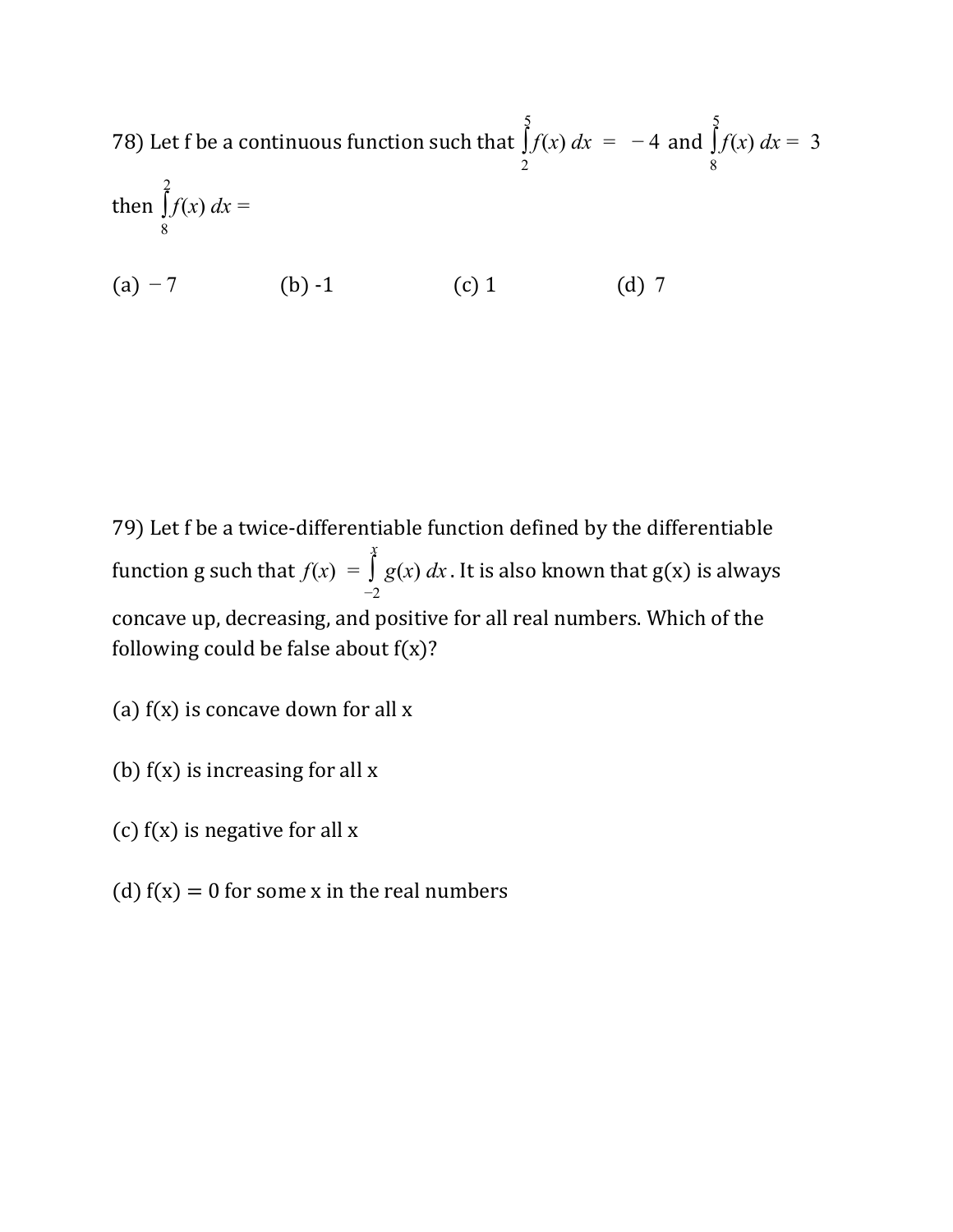78) Let f be a continuous function such that $\int_{2}^{5} f(x)\,dx = -4$ and $\int_{8}^{5} f(x)\,dx = 3$ then $\int_{8}^{2} f(x)\,dx =$

(a) $-7$ (b) -1 (c) 1 (d) 7

79) Let f be a twice-differentiable function defined by the differentiable function g such that $f(x) = \int_{-2}^{x} g(x)\,dx$. It is also known that g(x) is always concave up, decreasing, and positive for all real numbers. Which of the following could be false about f(x)?

(a) f(x) is concave down for all x

(b) f(x) is increasing for all x

(c) f(x) is negative for all x

(d) f(x) = 0 for some x in the real numbers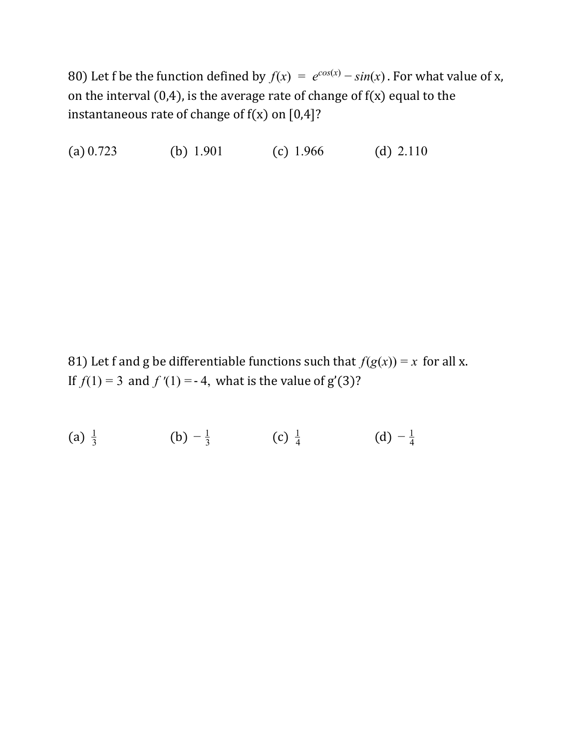80) Let f be the function defined by $f(x) = e^{cos(x)} - sin(x)$. For what value of x, on the interval (0,4), is the average rate of change of f(x) equal to the instantaneous rate of change of f(x) on [0,4]?

(a) 0.723　　　　(b) 1.901　　　　(c) 1.966　　　　(d) 2.110

81) Let f and g be differentiable functions such that $f(g(x)) = x$ for all x. If $f(1) = 3$ and $f'(1) = -4$, what is the value of g'(3)?

(a) $\frac{1}{3}$　　　　(b) $-\frac{1}{3}$　　　　(c) $\frac{1}{4}$　　　　(d) $-\frac{1}{4}$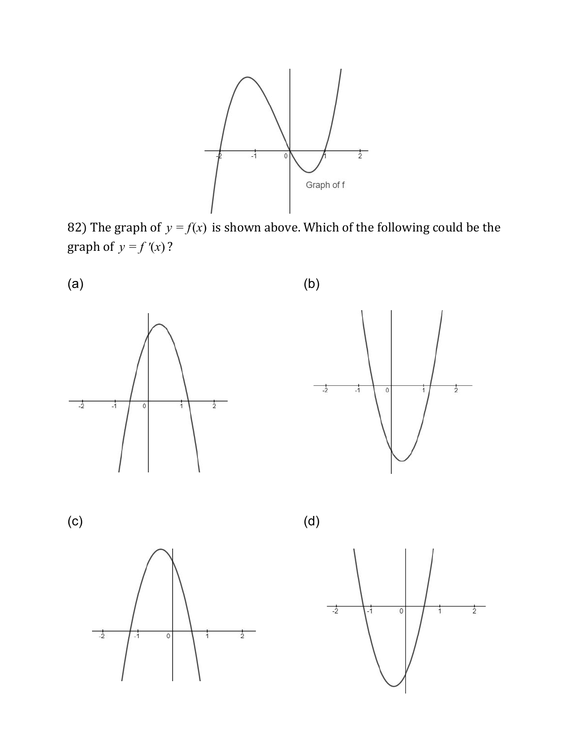Graph of f

82) The graph of $y = f(x)$ is shown above. Which of the following could be the graph of $y = f'(x)$?

(a)

(b)

(c)

(d)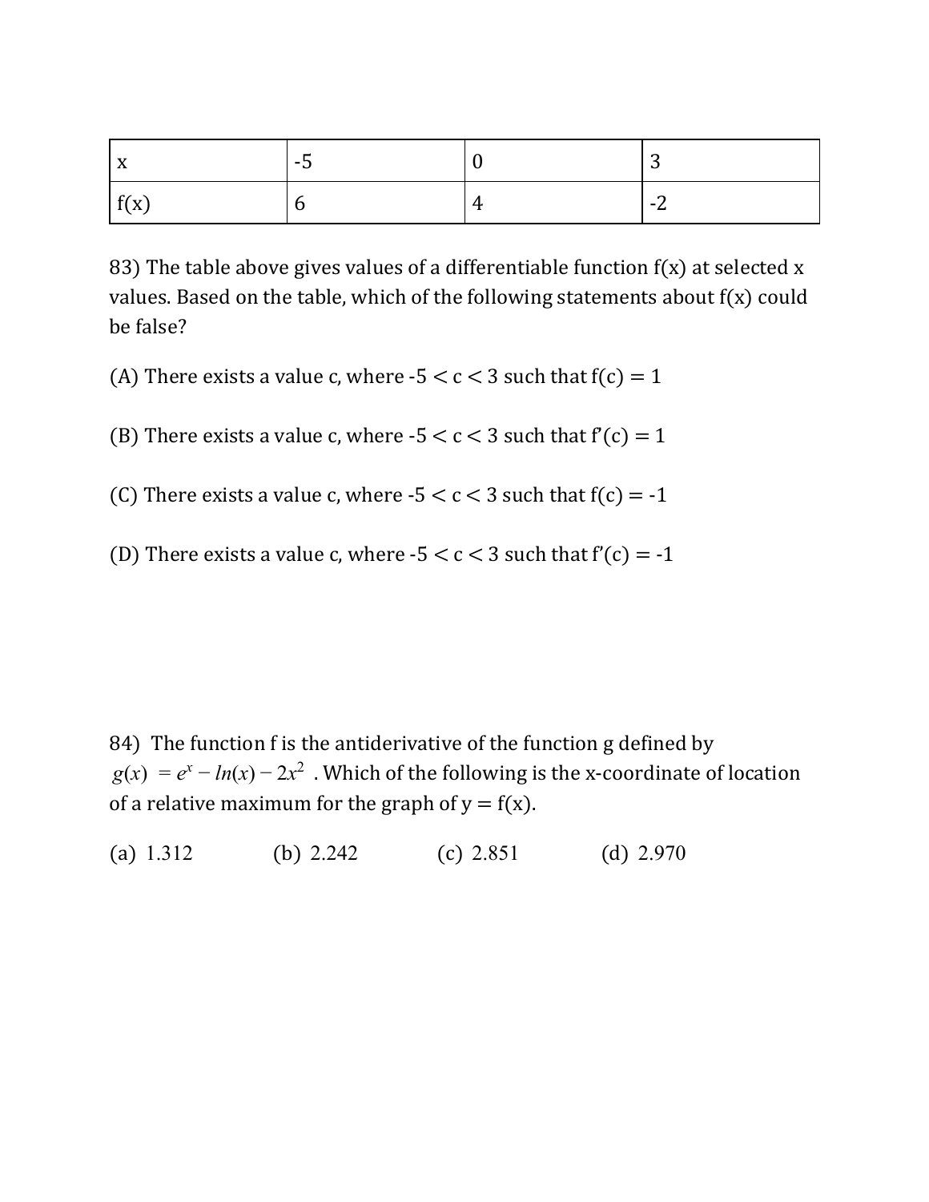| x | -5 | 0 | 3 |
|---|---|---|---|
| f(x) | 6 | 4 | -2 |

83) The table above gives values of a differentiable function f(x) at selected x values. Based on the table, which of the following statements about f(x) could be false?

(A) There exists a value c, where $-5 < c < 3$ such that $f(c) = 1$

(B) There exists a value c, where $-5 < c < 3$ such that $f'(c) = 1$

(C) There exists a value c, where $-5 < c < 3$ such that $f(c) = -1$

(D) There exists a value c, where $-5 < c < 3$ such that $f'(c) = -1$

84) The function f is the antiderivative of the function g defined by $g(x) = e^x - ln(x) - 2x^2$. Which of the following is the x-coordinate of location of a relative maximum for the graph of y = f(x).

(a) 1.312 (b) 2.242 (c) 2.851 (d) 2.970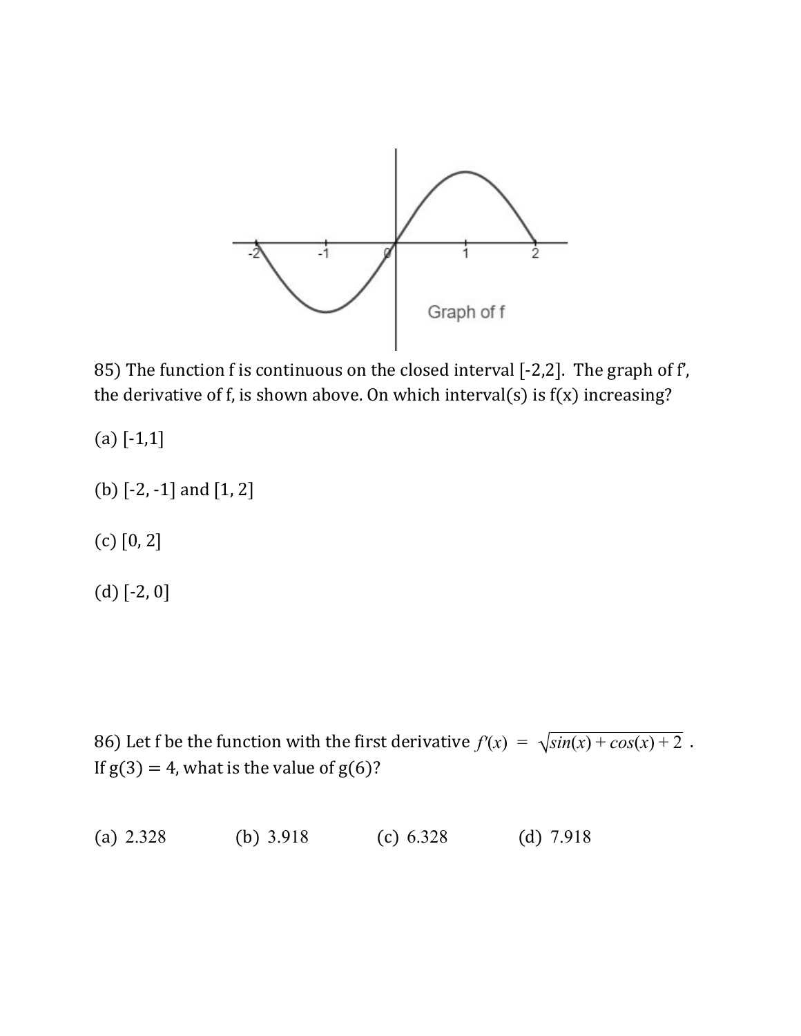Graph of f

85) The function f is continuous on the closed interval [-2,2]. The graph of f', the derivative of f, is shown above. On which interval(s) is f(x) increasing?

(a) [-1,1]

(b) [-2, -1] and [1, 2]

(c) [0, 2]

(d) [-2, 0]

86) Let f be the function with the first derivative $f'(x) = \sqrt{sin(x) + cos(x) + 2}$. If g(3) = 4, what is the value of g(6)?

(a) 2.328 (b) 3.918 (c) 6.328 (d) 7.918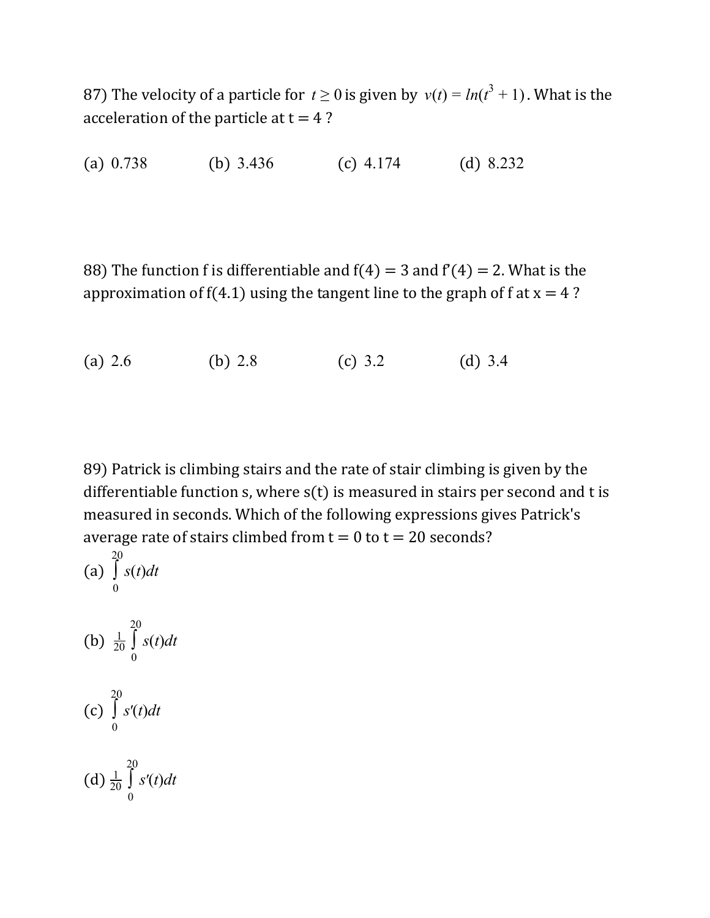87) The velocity of a particle for $t \geq 0$ is given by $v(t) = ln(t^3 + 1)$. What is the acceleration of the particle at t = 4 ?

(a) 0.738 (b) 3.436 (c) 4.174 (d) 8.232

88) The function f is differentiable and f(4) = 3 and f'(4) = 2. What is the approximation of f(4.1) using the tangent line to the graph of f at x = 4 ?

(a) 2.6 (b) 2.8 (c) 3.2 (d) 3.4

89) Patrick is climbing stairs and the rate of stair climbing is given by the differentiable function s, where s(t) is measured in stairs per second and t is measured in seconds. Which of the following expressions gives Patrick's average rate of stairs climbed from t = 0 to t = 20 seconds?

(a) $\int_0^{20} s(t)dt$

(b) $\frac{1}{20} \int_0^{20} s(t)dt$

(c) $\int_0^{20} s'(t)dt$

(d) $\frac{1}{20} \int_0^{20} s'(t)dt$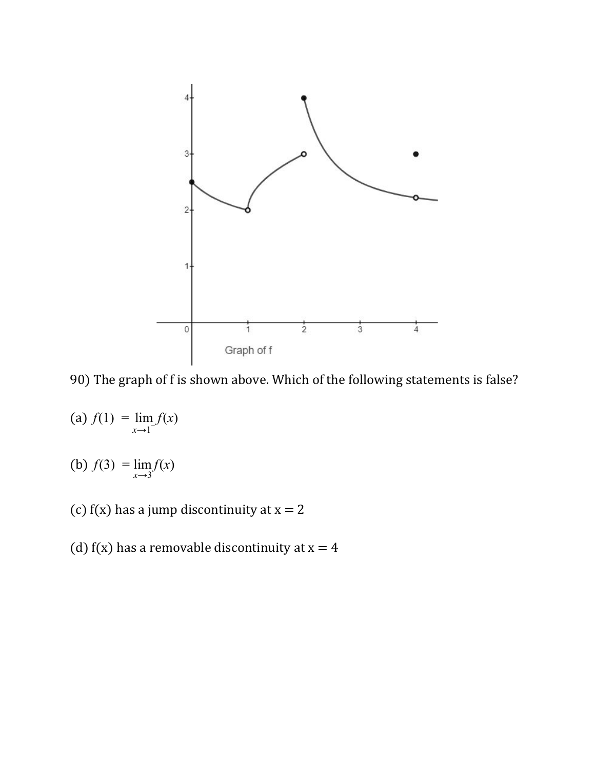Graph of f

90) The graph of f is shown above. Which of the following statements is false?

(a) $f(1) = \lim_{x \to 1^-} f(x)$

(b) $f(3) = \lim_{x \to 3} f(x)$

(c) f(x) has a jump discontinuity at x = 2

(d) f(x) has a removable discontinuity at x = 4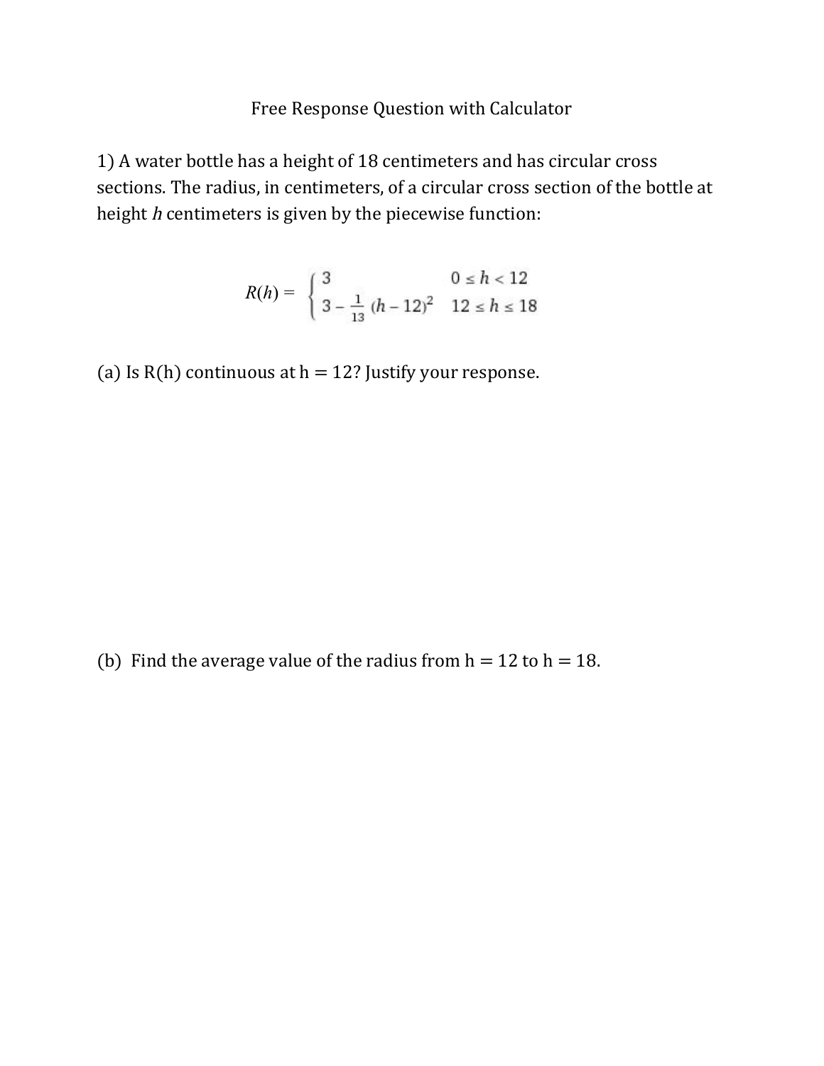Free Response Question with Calculator

1) A water bottle has a height of 18 centimeters and has circular cross sections. The radius, in centimeters, of a circular cross section of the bottle at height $h$ centimeters is given by the piecewise function:

$$R(h) = \begin{cases} 3 & 0 \le h < 12 \\ 3 - \frac{1}{13}(h-12)^2 & 12 \le h \le 18 \end{cases}$$

(a) Is $R(h)$ continuous at $h = 12$? Justify your response.

(b) Find the average value of the radius from $h = 12$ to $h = 18$.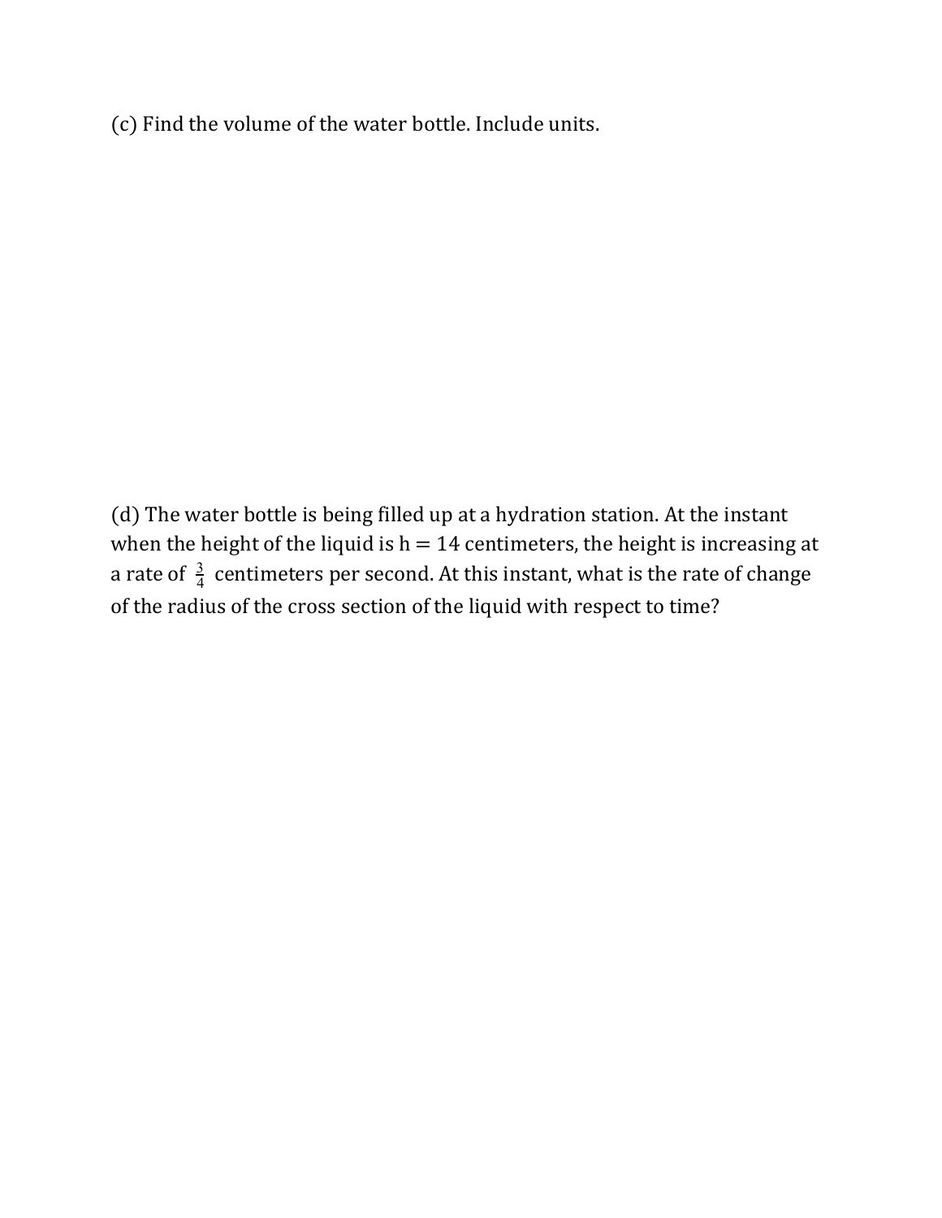(c) Find the volume of the water bottle. Include units.

(d) The water bottle is being filled up at a hydration station. At the instant when the height of the liquid is $h = 14$ centimeters, the height is increasing at a rate of $\frac{3}{4}$ centimeters per second. At this instant, what is the rate of change of the radius of the cross section of the liquid with respect to time?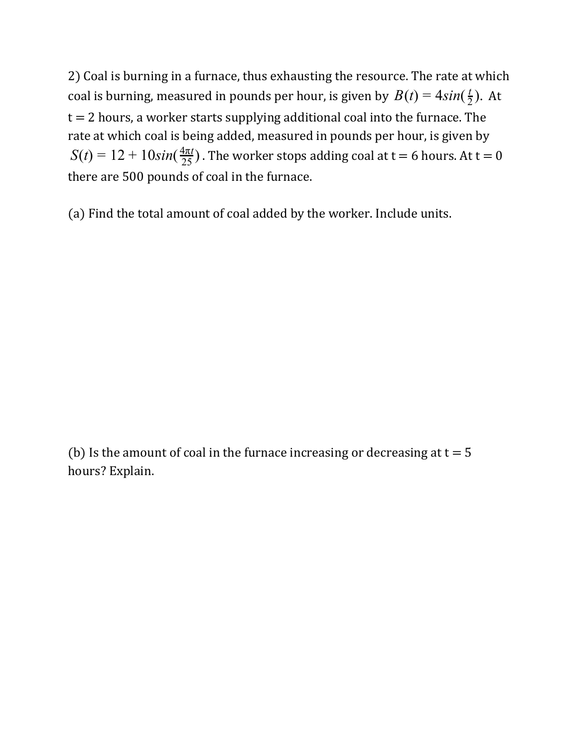2) Coal is burning in a furnace, thus exhausting the resource. The rate at which coal is burning, measured in pounds per hour, is given by $B(t) = 4sin(\frac{t}{2})$. At t = 2 hours, a worker starts supplying additional coal into the furnace. The rate at which coal is being added, measured in pounds per hour, is given by $S(t) = 12 + 10sin(\frac{4\pi t}{25})$. The worker stops adding coal at t = 6 hours. At t = 0 there are 500 pounds of coal in the furnace.

(a) Find the total amount of coal added by the worker. Include units.

(b) Is the amount of coal in the furnace increasing or decreasing at t = 5 hours? Explain.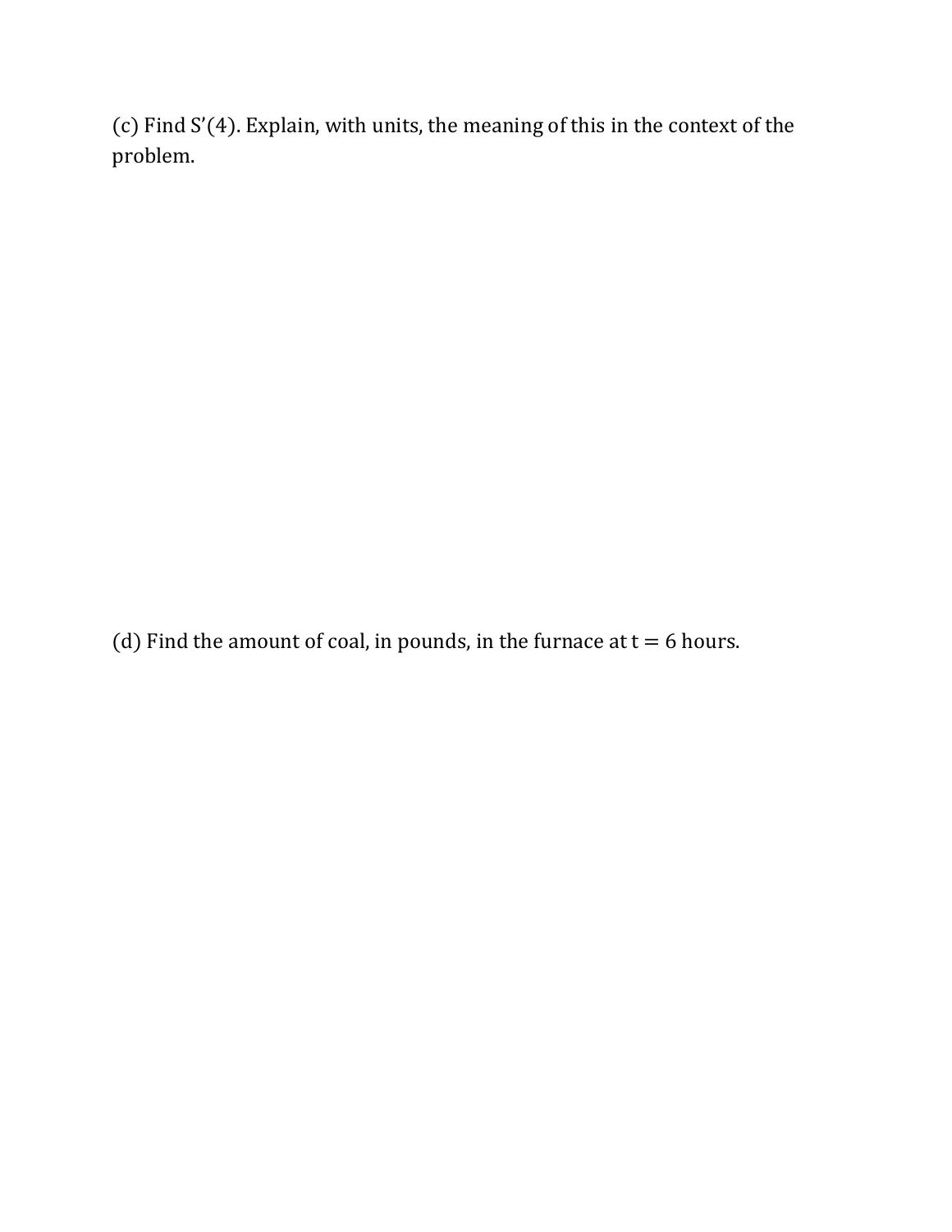(c) Find S’(4). Explain, with units, the meaning of this in the context of the problem.

(d) Find the amount of coal, in pounds, in the furnace at t = 6 hours.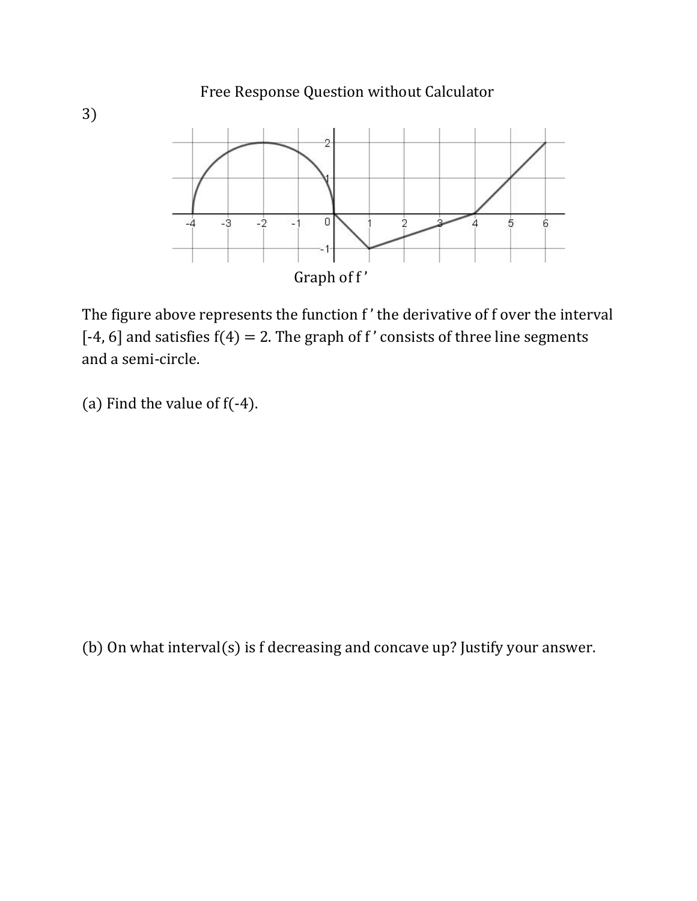Free Response Question without Calculator

3)

Graph of f '

The figure above represents the function f ' the derivative of f over the interval [-4, 6] and satisfies f(4) = 2. The graph of f ' consists of three line segments and a semi-circle.

(a) Find the value of f(-4).

(b) On what interval(s) is f decreasing and concave up? Justify your answer.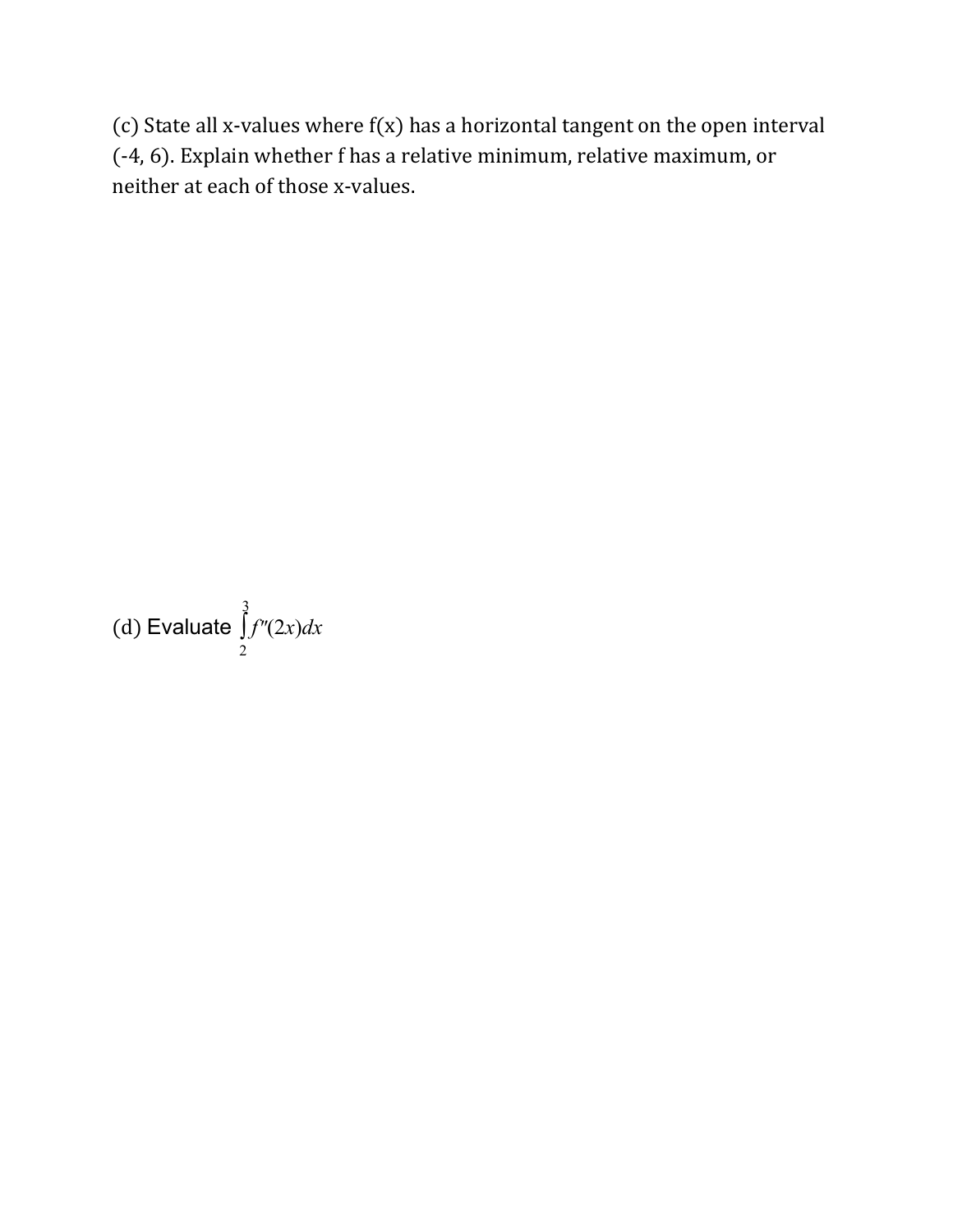(c) State all x-values where f(x) has a horizontal tangent on the open interval (-4, 6). Explain whether f has a relative minimum, relative maximum, or neither at each of those x-values.

(d) Evaluate $\int_{2}^{3} f''(2x)dx$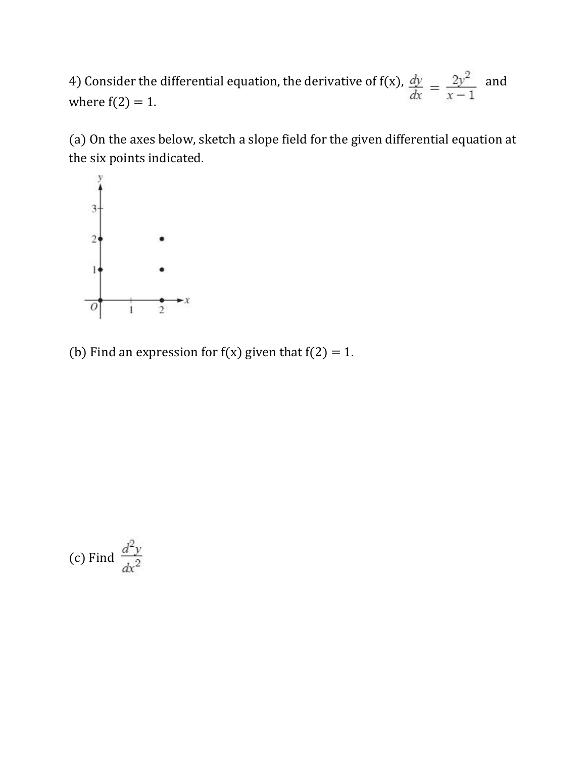4) Consider the differential equation, the derivative of f(x), $\frac{dy}{dx} = \frac{2y^2}{x-1}$ and where f(2) = 1.

(a) On the axes below, sketch a slope field for the given differential equation at the six points indicated.

(b) Find an expression for f(x) given that f(2) = 1.

(c) Find $\frac{d^2y}{dx^2}$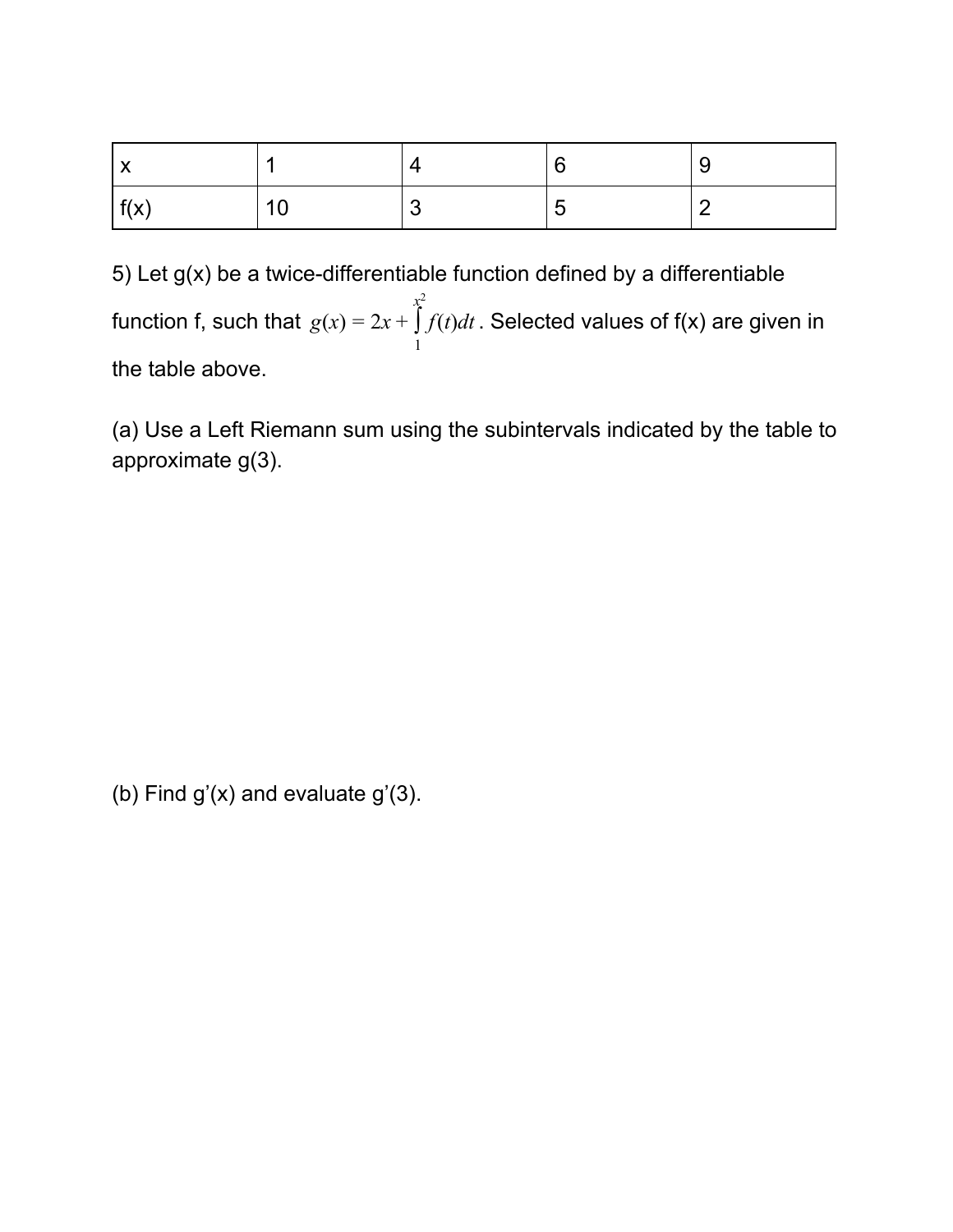| x | 1 | 4 | 6 | 9 |
|---|---|---|---|---|
| f(x) | 10 | 3 | 5 | 2 |

5) Let g(x) be a twice-differentiable function defined by a differentiable function f, such that $g(x) = 2x + \int_{1}^{x^2} f(t)dt$. Selected values of f(x) are given in the table above.

(a) Use a Left Riemann sum using the subintervals indicated by the table to approximate g(3).

(b) Find g'(x) and evaluate g'(3).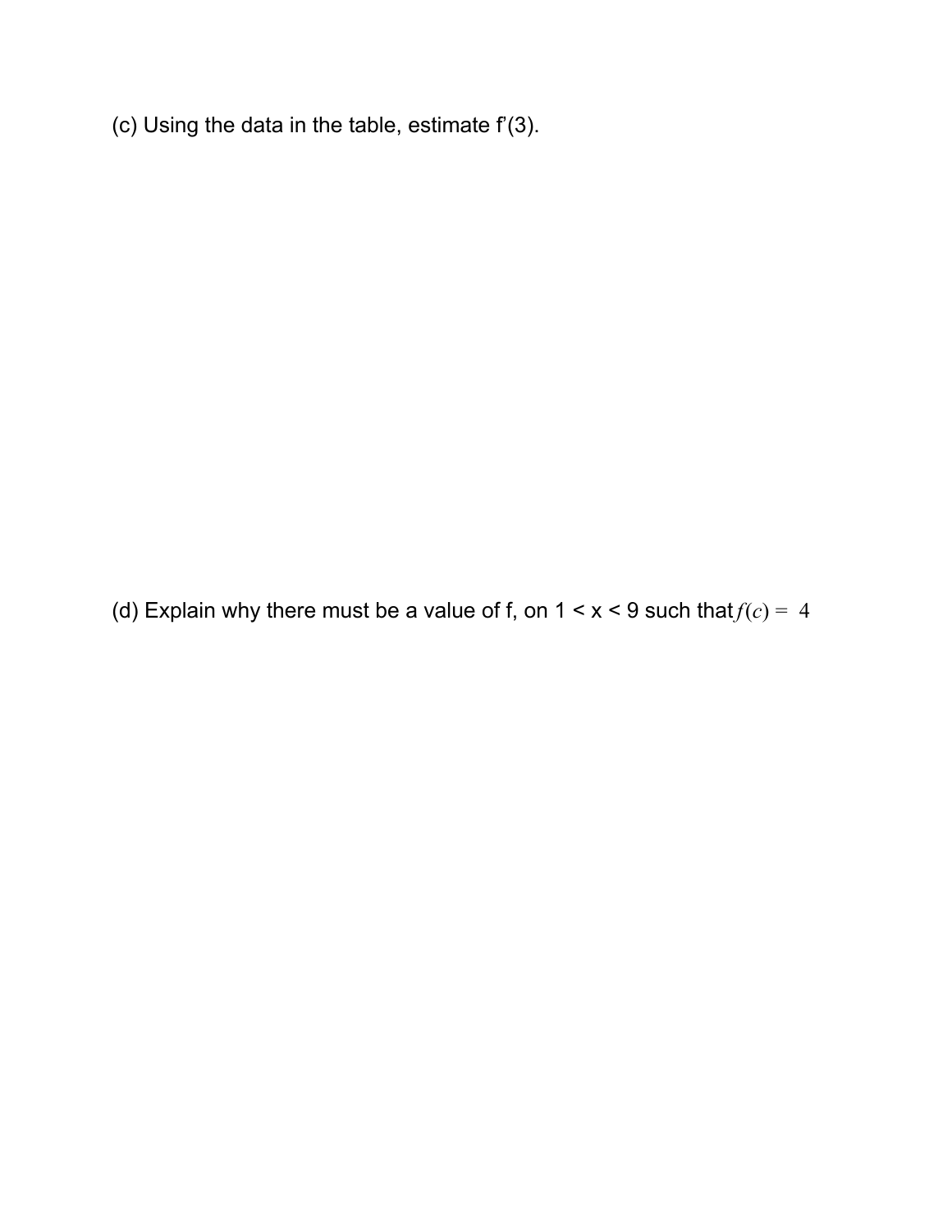(c) Using the data in the table, estimate f’(3).

(d) Explain why there must be a value of f, on 1 < x < 9 such that $f(c) = 4$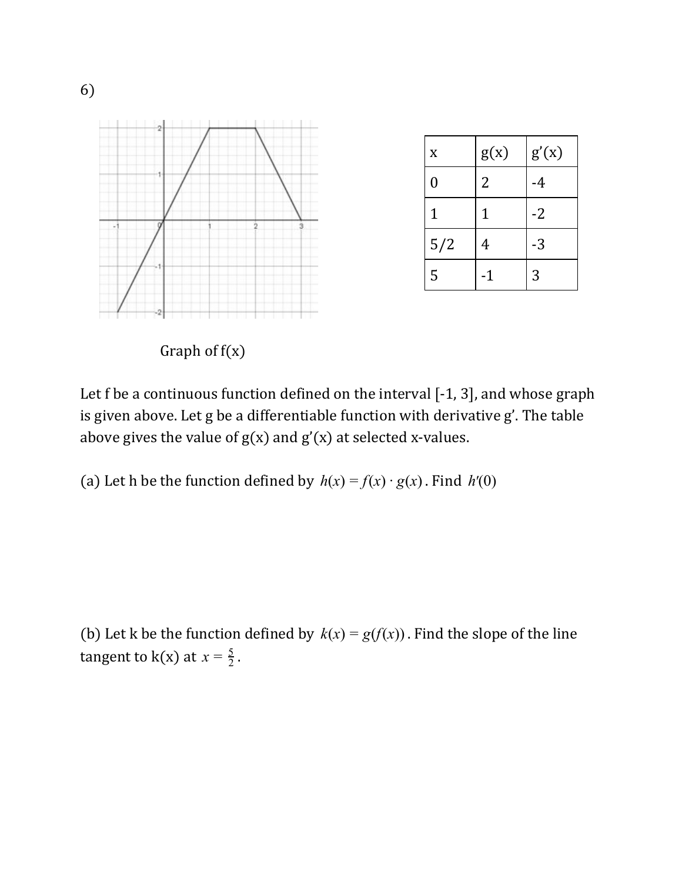6)

Graph of f(x)

| x | g(x) | g'(x) |
| --- | --- | --- |
| 0 | 2 | -4 |
| 1 | 1 | -2 |
| 5/2 | 4 | -3 |
| 5 | -1 | 3 |

Let f be a continuous function defined on the interval [-1, 3], and whose graph is given above. Let g be a differentiable function with derivative g'. The table above gives the value of g(x) and g'(x) at selected x-values.

(a) Let h be the function defined by $h(x) = f(x) \cdot g(x)$. Find $h'(0)$

(b) Let k be the function defined by $k(x) = g(f(x))$. Find the slope of the line tangent to k(x) at $x = \frac{5}{2}$.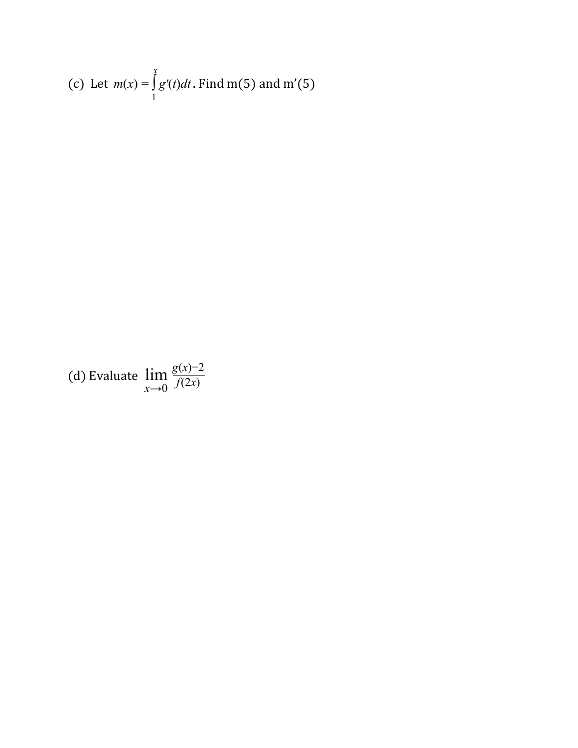(c) Let $m(x) = \int_{1}^{x} g'(t)dt$. Find m(5) and m'(5)

(d) Evaluate $\lim_{x \to 0} \frac{g(x) - 2}{f(2x)}$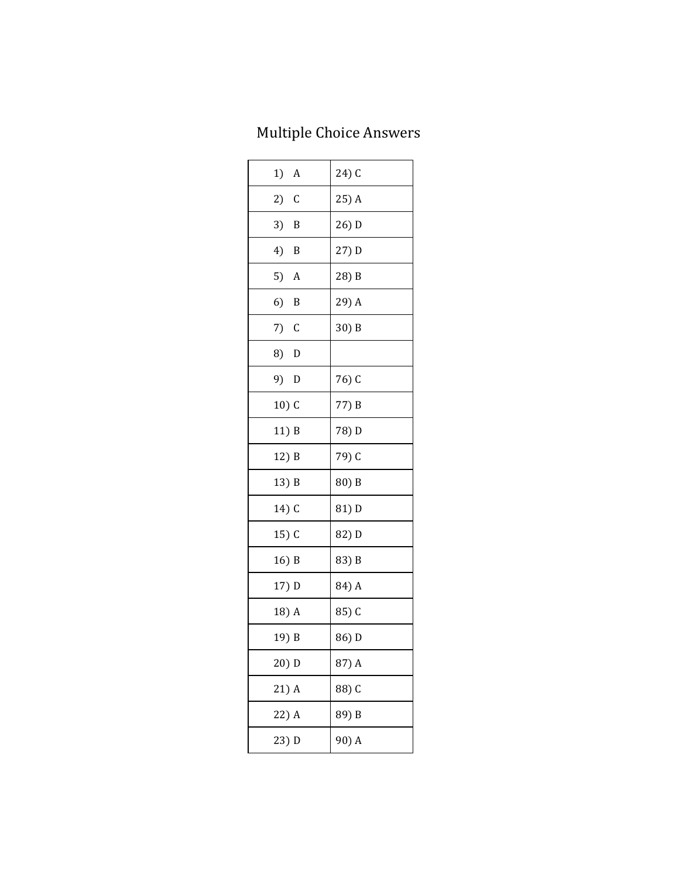# Multiple Choice Answers

| | |
|---|---|
| 1) A | 24) C |
| 2) C | 25) A |
| 3) B | 26) D |
| 4) B | 27) D |
| 5) A | 28) B |
| 6) B | 29) A |
| 7) C | 30) B |
| 8) D | |
| 9) D | 76) C |
| 10) C | 77) B |
| 11) B | 78) D |
| 12) B | 79) C |
| 13) B | 80) B |
| 14) C | 81) D |
| 15) C | 82) D |
| 16) B | 83) B |
| 17) D | 84) A |
| 18) A | 85) C |
| 19) B | 86) D |
| 20) D | 87) A |
| 21) A | 88) C |
| 22) A | 89) B |
| 23) D | 90) A |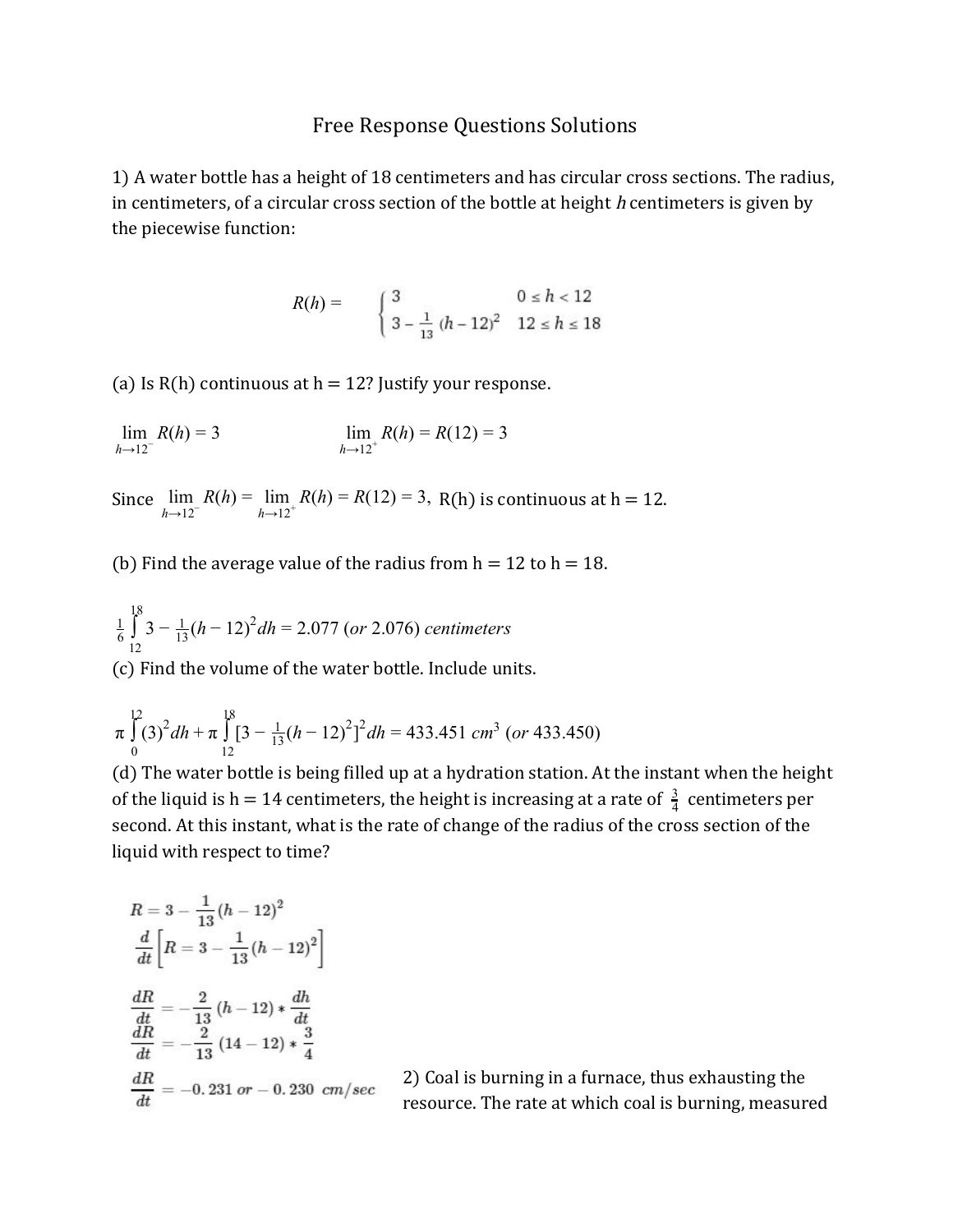# Free Response Questions Solutions

1) A water bottle has a height of 18 centimeters and has circular cross sections. The radius, in centimeters, of a circular cross section of the bottle at height $h$ centimeters is given by the piecewise function:

$$R(h) = \begin{cases} 3 & 0 \le h < 12 \\ 3 - \frac{1}{13}(h-12)^2 & 12 \le h \le 18 \end{cases}$$

(a) Is R(h) continuous at h = 12? Justify your response.

$$\lim_{h \to 12^-} R(h) = 3 \qquad \lim_{h \to 12^+} R(h) = R(12) = 3$$

Since $\lim_{h \to 12^-} R(h) = \lim_{h \to 12^+} R(h) = R(12) = 3$, R(h) is continuous at h = 12.

(b) Find the average value of the radius from h = 12 to h = 18.

$$\frac{1}{6}\int_{12}^{18} 3 - \tfrac{1}{13}(h-12)^2 dh = 2.077 \ (or\ 2.076)\ centimeters$$

(c) Find the volume of the water bottle. Include units.

$$\pi \int_{0}^{12} (3)^2 dh + \pi \int_{12}^{18} [3 - \tfrac{1}{13}(h-12)^2]^2 dh = 433.451\ cm^3\ (or\ 433.450)$$

(d) The water bottle is being filled up at a hydration station. At the instant when the height of the liquid is h = 14 centimeters, the height is increasing at a rate of $\frac{3}{4}$ centimeters per second. At this instant, what is the rate of change of the radius of the cross section of the liquid with respect to time?

$$R = 3 - \frac{1}{13}(h-12)^2$$

$$\frac{d}{dt}\left[R = 3 - \frac{1}{13}(h-12)^2\right]$$

$$\frac{dR}{dt} = -\frac{2}{13}(h-12) * \frac{dh}{dt}$$

$$\frac{dR}{dt} = -\frac{2}{13}(14-12) * \frac{3}{4}$$

$$\frac{dR}{dt} = -0.231\ or\ -0.230\ cm/sec$$

2) Coal is burning in a furnace, thus exhausting the resource. The rate at which coal is burning, measured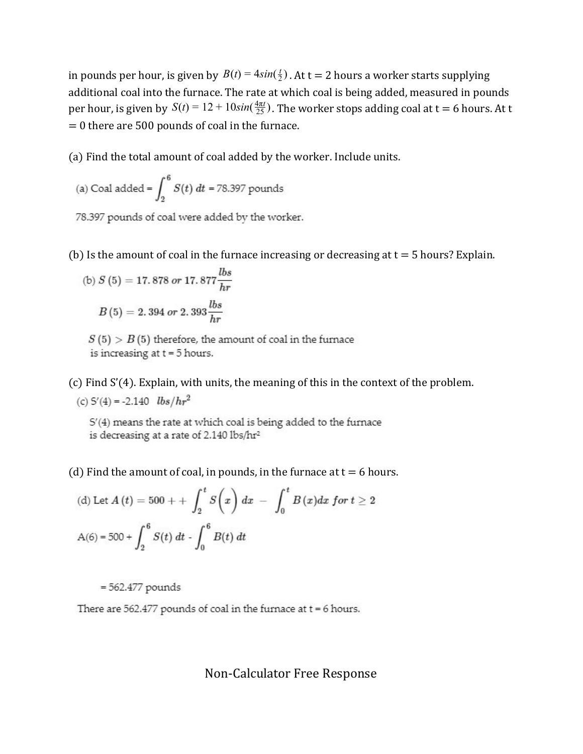in pounds per hour, is given by $B(t) = 4sin(\frac{t}{2})$. At t = 2 hours a worker starts supplying additional coal into the furnace. The rate at which coal is being added, measured in pounds per hour, is given by $S(t) = 12 + 10sin(\frac{4\pi t}{25})$. The worker stops adding coal at t = 6 hours. At t = 0 there are 500 pounds of coal in the furnace.

(a) Find the total amount of coal added by the worker. Include units.

(a) Coal added = $\int_2^6 S(t)\,dt = 78.397$ pounds

78.397 pounds of coal were added by the worker.

(b) Is the amount of coal in the furnace increasing or decreasing at t = 5 hours? Explain.

(b) $S(5) = 17.878 \text{ or } 17.877 \frac{lbs}{hr}$

$B(5) = 2.394 \text{ or } 2.393 \frac{lbs}{hr}$

$S(5) > B(5)$ therefore, the amount of coal in the furnace is increasing at t = 5 hours.

(c) Find S'(4). Explain, with units, the meaning of this in the context of the problem.

(c) $S'(4) = -2.140 \;\; lbs/hr^2$

S'(4) means the rate at which coal is being added to the furnace is decreasing at a rate of 2.140 lbs/hr²

(d) Find the amount of coal, in pounds, in the furnace at t = 6 hours.

(d) Let $A(t) = 500 + + \int_2^t S(x)\,dx - \int_0^t B(x)dx \;\; for \; t \geq 2$

$$A(6) = 500 + \int_2^6 S(t)\,dt - \int_0^6 B(t)\,dt$$

= 562.477 pounds

There are 562.477 pounds of coal in the furnace at t = 6 hours.

Non-Calculator Free Response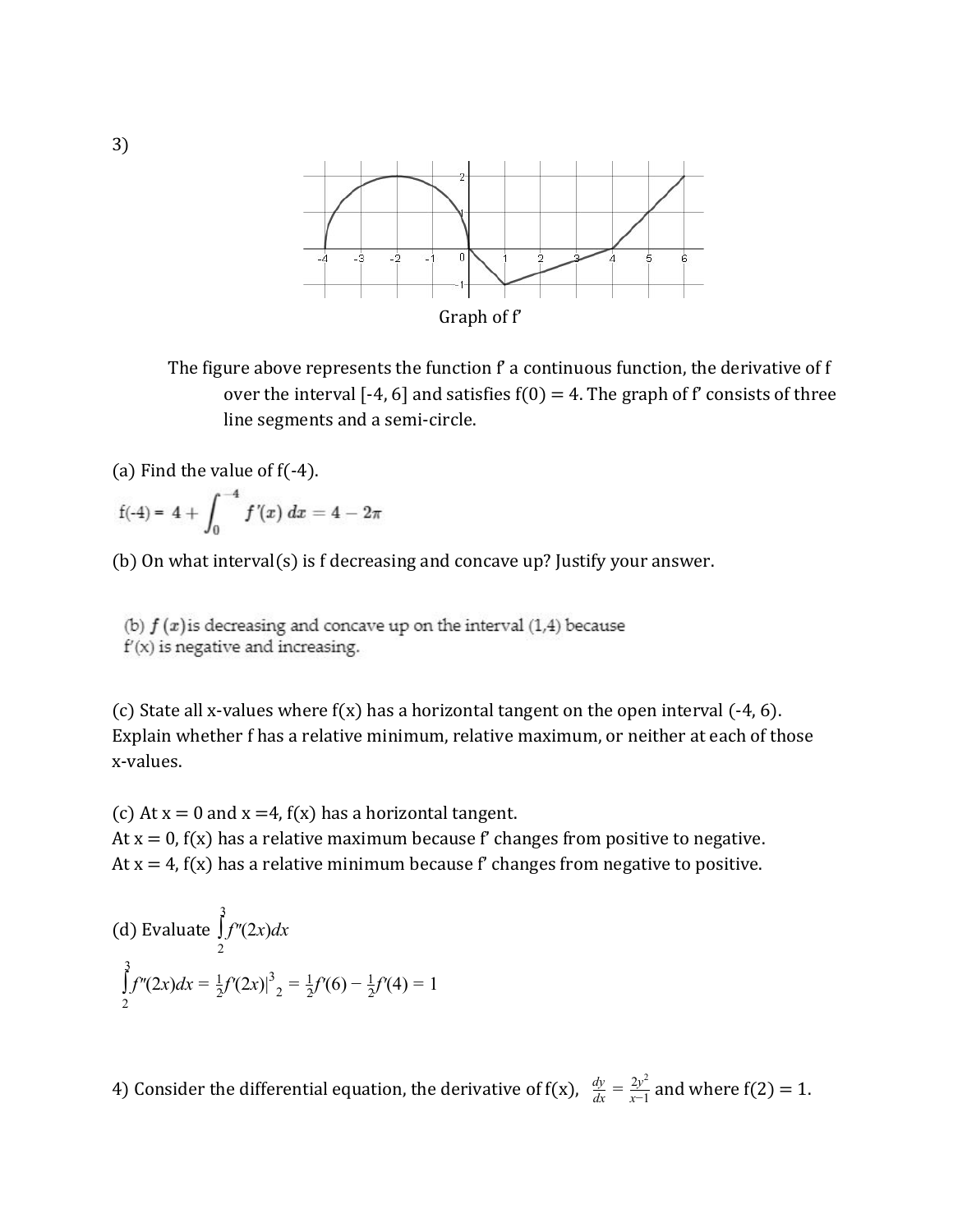3)

Graph of f'

The figure above represents the function f' a continuous function, the derivative of f over the interval [-4, 6] and satisfies f(0) = 4. The graph of f' consists of three line segments and a semi-circle.

(a) Find the value of f(-4).

$$f(-4) = 4 + \int_0^{-4} f'(x)\,dx = 4 - 2\pi$$

(b) On what interval(s) is f decreasing and concave up? Justify your answer.

(b) $f(x)$ is decreasing and concave up on the interval (1,4) because $f'(x)$ is negative and increasing.

(c) State all x-values where f(x) has a horizontal tangent on the open interval (-4, 6). Explain whether f has a relative minimum, relative maximum, or neither at each of those x-values.

(c) At x = 0 and x = 4, f(x) has a horizontal tangent.
At x = 0, f(x) has a relative maximum because f' changes from positive to negative.
At x = 4, f(x) has a relative minimum because f' changes from negative to positive.

(d) Evaluate $\int_2^3 f''(2x)dx$

$$\int_2^3 f''(2x)dx = \tfrac{1}{2}f'(2x)\Big|_2^3 = \tfrac{1}{2}f'(6) - \tfrac{1}{2}f'(4) = 1$$

4) Consider the differential equation, the derivative of f(x), $\frac{dy}{dx} = \frac{2y^2}{x-1}$ and where f(2) = 1.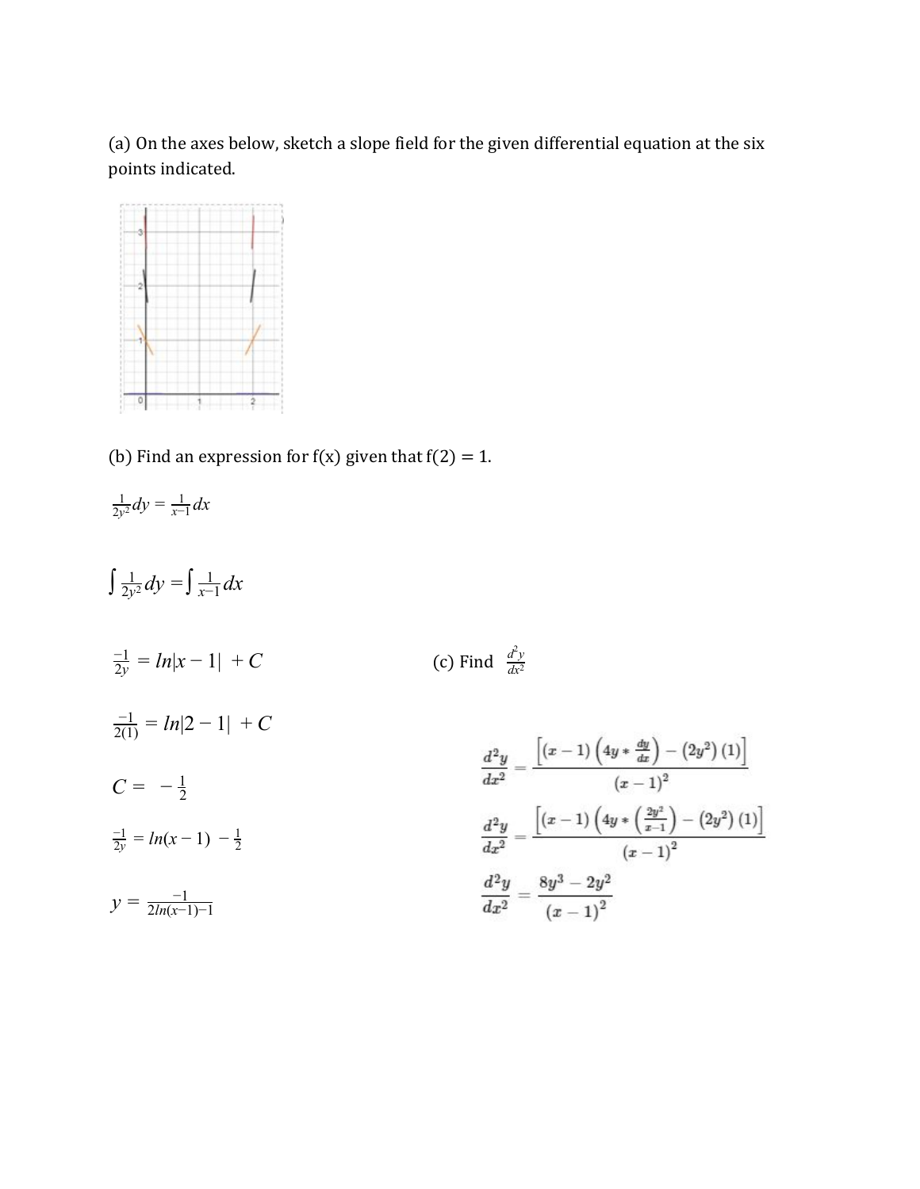(a) On the axes below, sketch a slope field for the given differential equation at the six points indicated.

(b) Find an expression for f(x) given that f(2) = 1.

$\frac{1}{2y^2}dy = \frac{1}{x-1}dx$

$\int \frac{1}{2y^2}dy = \int \frac{1}{x-1}dx$

$\frac{-1}{2y} = ln|x-1| + C$

$\frac{-1}{2(1)} = ln|2-1| + C$

$C = -\frac{1}{2}$

$\frac{-1}{2y} = ln(x-1) - \frac{1}{2}$

$y = \frac{-1}{2ln(x-1)-1}$

(c) Find $\frac{d^2y}{dx^2}$

$$\frac{d^2y}{dx^2} = \frac{\left[(x-1)\left(4y * \frac{dy}{dx}\right) - (2y^2)(1)\right]}{(x-1)^2}$$

$$\frac{d^2y}{dx^2} = \frac{\left[(x-1)\left(4y * \left(\frac{2y^2}{x-1}\right)\right) - (2y^2)(1)\right]}{(x-1)^2}$$

$$\frac{d^2y}{dx^2} = \frac{8y^3 - 2y^2}{(x-1)^2}$$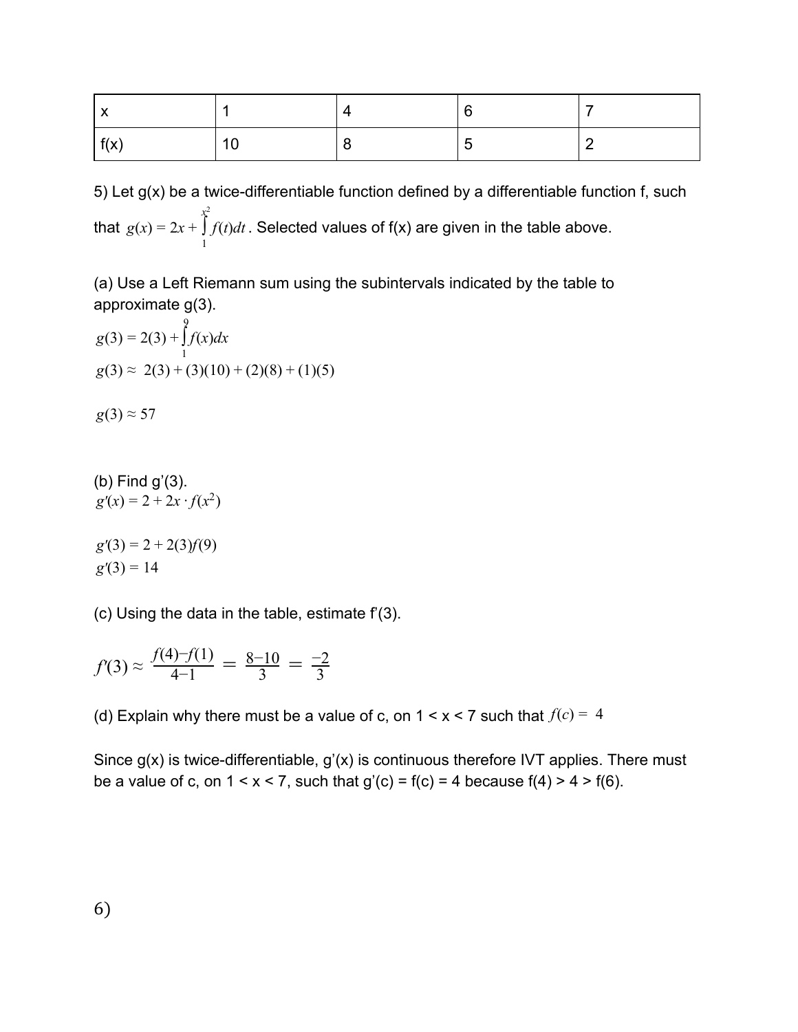| x | 1 | 4 | 6 | 7 |
|---|---|---|---|---|
| f(x) | 10 | 8 | 5 | 2 |

5) Let g(x) be a twice-differentiable function defined by a differentiable function f, such that $g(x) = 2x + \int_1^{x^2} f(t)dt$. Selected values of f(x) are given in the table above.

(a) Use a Left Riemann sum using the subintervals indicated by the table to approximate g(3).

$$g(3) = 2(3) + \int_1^9 f(x)dx$$

$$g(3) \approx 2(3) + (3)(10) + (2)(8) + (1)(5)$$

$$g(3) \approx 57$$

(b) Find g'(3).

$$g'(x) = 2 + 2x \cdot f(x^2)$$

$$g'(3) = 2 + 2(3)f(9)$$

$$g'(3) = 14$$

(c) Using the data in the table, estimate f'(3).

$$f'(3) \approx \frac{f(4) - f(1)}{4-1} = \frac{8-10}{3} = \frac{-2}{3}$$

(d) Explain why there must be a value of c, on 1 < x < 7 such that $f(c) = 4$

Since g(x) is twice-differentiable, g'(x) is continuous therefore IVT applies. There must be a value of c, on 1 < x < 7, such that g'(c) = f(c) = 4 because f(4) > 4 > f(6).

6)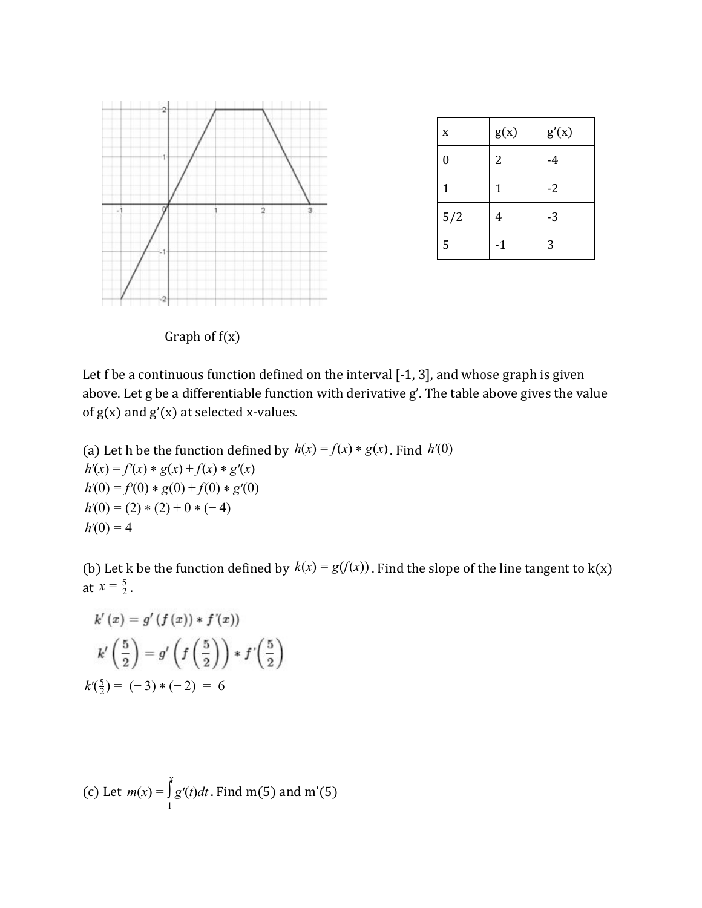Graph of f(x)

| x | g(x) | g'(x) |
|---|---|---|
| 0 | 2 | -4 |
| 1 | 1 | -2 |
| 5/2 | 4 | -3 |
| 5 | -1 | 3 |

Let f be a continuous function defined on the interval [-1, 3], and whose graph is given above. Let g be a differentiable function with derivative g'. The table above gives the value of g(x) and g'(x) at selected x-values.

(a) Let h be the function defined by $h(x) = f(x) * g(x)$. Find $h'(0)$

$h'(x) = f'(x) * g(x) + f(x) * g'(x)$

$h'(0) = f'(0) * g(0) + f(0) * g'(0)$

$h'(0) = (2) * (2) + 0 * (-4)$

$h'(0) = 4$

(b) Let k be the function defined by $k(x) = g(f(x))$. Find the slope of the line tangent to k(x) at $x = \frac{5}{2}$.

$k'(x) = g'(f(x)) * f'(x))$

$$k'\left(\frac{5}{2}\right) = g'\left(f\left(\frac{5}{2}\right)\right) * f'\left(\frac{5}{2}\right)$$

$k'(\frac{5}{2}) = (-3) * (-2) = 6$

(c) Let $m(x) = \int_1^x g'(t)dt$. Find m(5) and m'(5)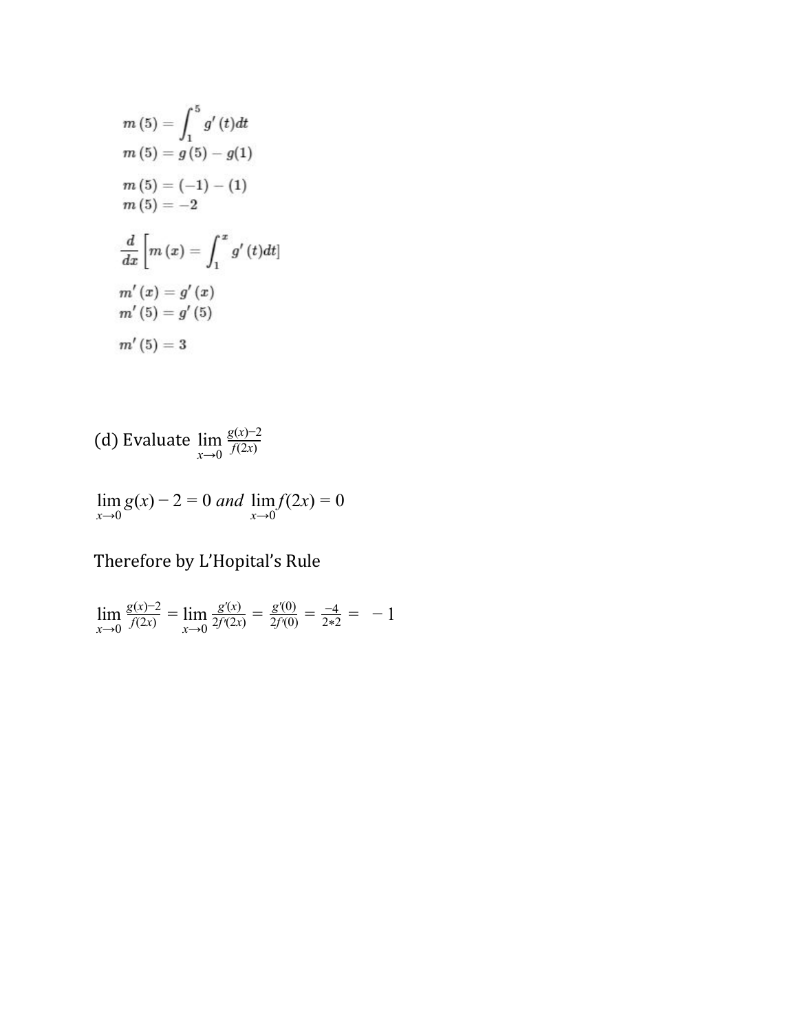$$m(5) = \int_1^5 g'(t)dt$$
$$m(5) = g(5) - g(1)$$
$$m(5) = (-1) - (1)$$
$$m(5) = -2$$

$$\frac{d}{dx}\left[m(x) = \int_1^x g'(t)dt\right]$$
$$m'(x) = g'(x)$$
$$m'(5) = g'(5)$$
$$m'(5) = 3$$

(d) Evaluate $\lim_{x \to 0} \frac{g(x)-2}{f(2x)}$

$\lim_{x \to 0} g(x) - 2 = 0$ *and* $\lim_{x \to 0} f(2x) = 0$

Therefore by L'Hopital's Rule

$$\lim_{x \to 0} \frac{g(x)-2}{f(2x)} = \lim_{x \to 0} \frac{g'(x)}{2f'(2x)} = \frac{g'(0)}{2f'(0)} = \frac{-4}{2*2} = -1$$